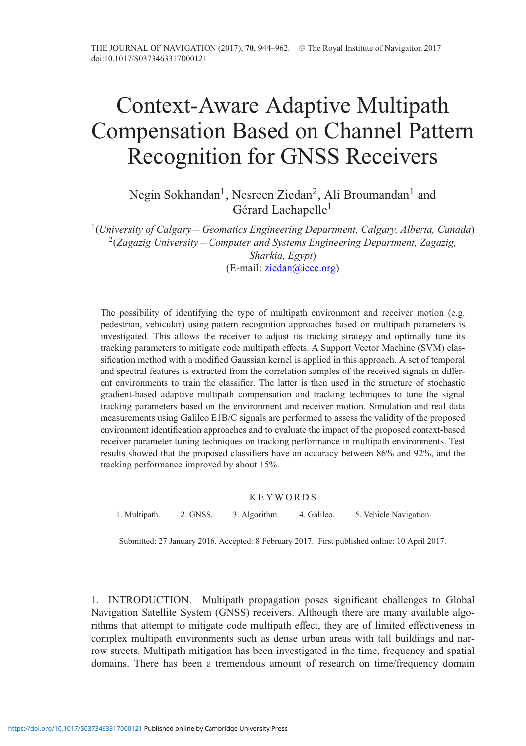# Context-Aware Adaptive Multipath Compensation Based on Channel Pattern Recognition for GNSS Receivers

Negin Sokhandan[1], Nesreen Ziedan[2], Ali Broumandan[1] and Gérard Lachapelle[1]

[1](*University of Calgary – Geomatics Engineering Department, Calgary, Alberta, Canada*)
[2](*Zagazig University – Computer and Systems Engineering Department, Zagazig, Sharkia, Egypt*)
(E-mail: ziedan@ieee.org)

The possibility of identifying the type of multipath environment and receiver motion (e.g. pedestrian, vehicular) using pattern recognition approaches based on multipath parameters is investigated. This allows the receiver to adjust its tracking strategy and optimally tune its tracking parameters to mitigate code multipath effects. A Support Vector Machine (SVM) classification method with a modified Gaussian kernel is applied in this approach. A set of temporal and spectral features is extracted from the correlation samples of the received signals in different environments to train the classifier. The latter is then used in the structure of stochastic gradient-based adaptive multipath compensation and tracking techniques to tune the signal tracking parameters based on the environment and receiver motion. Simulation and real data measurements using Galileo E1B/C signals are performed to assess the validity of the proposed environment identification approaches and to evaluate the impact of the proposed context-based receiver parameter tuning techniques on tracking performance in multipath environments. Test results showed that the proposed classifiers have an accuracy between 86% and 92%, and the tracking performance improved by about 15%.

## KEYWORDS

1. Multipath. 2. GNSS. 3. Algorithm. 4. Galileo. 5. Vehicle Navigation.

Submitted: 27 January 2016. Accepted: 8 February 2017. First published online: 10 April 2017.

## 1. INTRODUCTION.

Multipath propagation poses significant challenges to Global Navigation Satellite System (GNSS) receivers. Although there are many available algorithms that attempt to mitigate code multipath effect, they are of limited effectiveness in complex multipath environments such as dense urban areas with tall buildings and narrow streets. Multipath mitigation has been investigated in the time, frequency and spatial domains. There has been a tremendous amount of research on time/frequency domain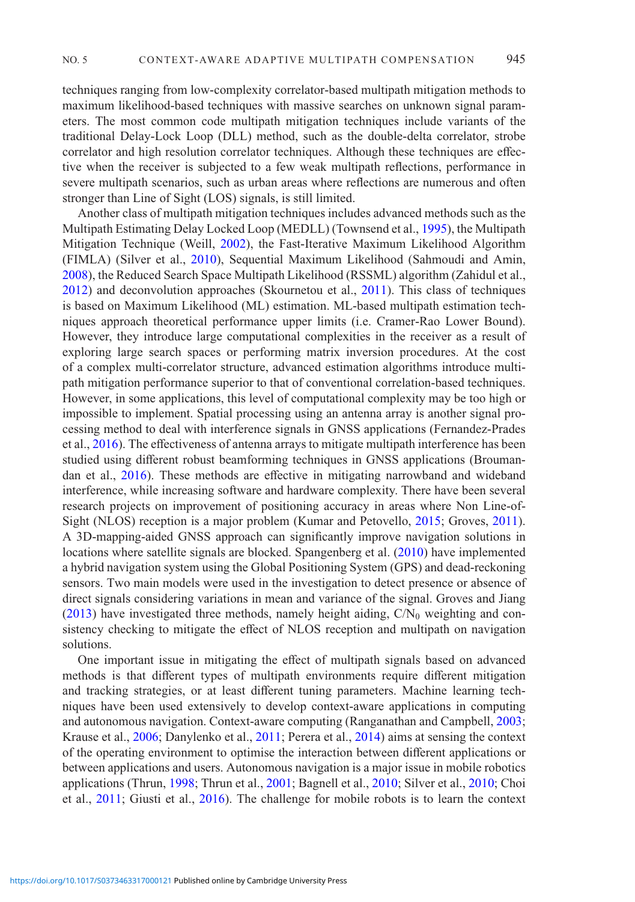techniques ranging from low-complexity correlator-based multipath mitigation methods to maximum likelihood-based techniques with massive searches on unknown signal parameters. The most common code multipath mitigation techniques include variants of the traditional Delay-Lock Loop (DLL) method, such as the double-delta correlator, strobe correlator and high resolution correlator techniques. Although these techniques are effective when the receiver is subjected to a few weak multipath reflections, performance in severe multipath scenarios, such as urban areas where reflections are numerous and often stronger than Line of Sight (LOS) signals, is still limited.

Another class of multipath mitigation techniques includes advanced methods such as the Multipath Estimating Delay Locked Loop (MEDLL) (Townsend et al., 1995), the Multipath Mitigation Technique (Weill, 2002), the Fast-Iterative Maximum Likelihood Algorithm (FIMLA) (Silver et al., 2010), Sequential Maximum Likelihood (Sahmoudi and Amin, 2008), the Reduced Search Space Multipath Likelihood (RSSML) algorithm (Zahidul et al., 2012) and deconvolution approaches (Skournetou et al., 2011). This class of techniques is based on Maximum Likelihood (ML) estimation. ML-based multipath estimation techniques approach theoretical performance upper limits (i.e. Cramer-Rao Lower Bound). However, they introduce large computational complexities in the receiver as a result of exploring large search spaces or performing matrix inversion procedures. At the cost of a complex multi-correlator structure, advanced estimation algorithms introduce multipath mitigation performance superior to that of conventional correlation-based techniques. However, in some applications, this level of computational complexity may be too high or impossible to implement. Spatial processing using an antenna array is another signal processing method to deal with interference signals in GNSS applications (Fernandez-Prades et al., 2016). The effectiveness of antenna arrays to mitigate multipath interference has been studied using different robust beamforming techniques in GNSS applications (Broumandan et al., 2016). These methods are effective in mitigating narrowband and wideband interference, while increasing software and hardware complexity. There have been several research projects on improvement of positioning accuracy in areas where Non Line-of-Sight (NLOS) reception is a major problem (Kumar and Petovello, 2015; Groves, 2011). A 3D-mapping-aided GNSS approach can significantly improve navigation solutions in locations where satellite signals are blocked. Spangenberg et al. (2010) have implemented a hybrid navigation system using the Global Positioning System (GPS) and dead-reckoning sensors. Two main models were used in the investigation to detect presence or absence of direct signals considering variations in mean and variance of the signal. Groves and Jiang (2013) have investigated three methods, namely height aiding, $C/N_0$ weighting and consistency checking to mitigate the effect of NLOS reception and multipath on navigation solutions.

One important issue in mitigating the effect of multipath signals based on advanced methods is that different types of multipath environments require different mitigation and tracking strategies, or at least different tuning parameters. Machine learning techniques have been used extensively to develop context-aware applications in computing and autonomous navigation. Context-aware computing (Ranganathan and Campbell, 2003; Krause et al., 2006; Danylenko et al., 2011; Perera et al., 2014) aims at sensing the context of the operating environment to optimise the interaction between different applications or between applications and users. Autonomous navigation is a major issue in mobile robotics applications (Thrun, 1998; Thrun et al., 2001; Bagnell et al., 2010; Silver et al., 2010; Choi et al., 2011; Giusti et al., 2016). The challenge for mobile robots is to learn the context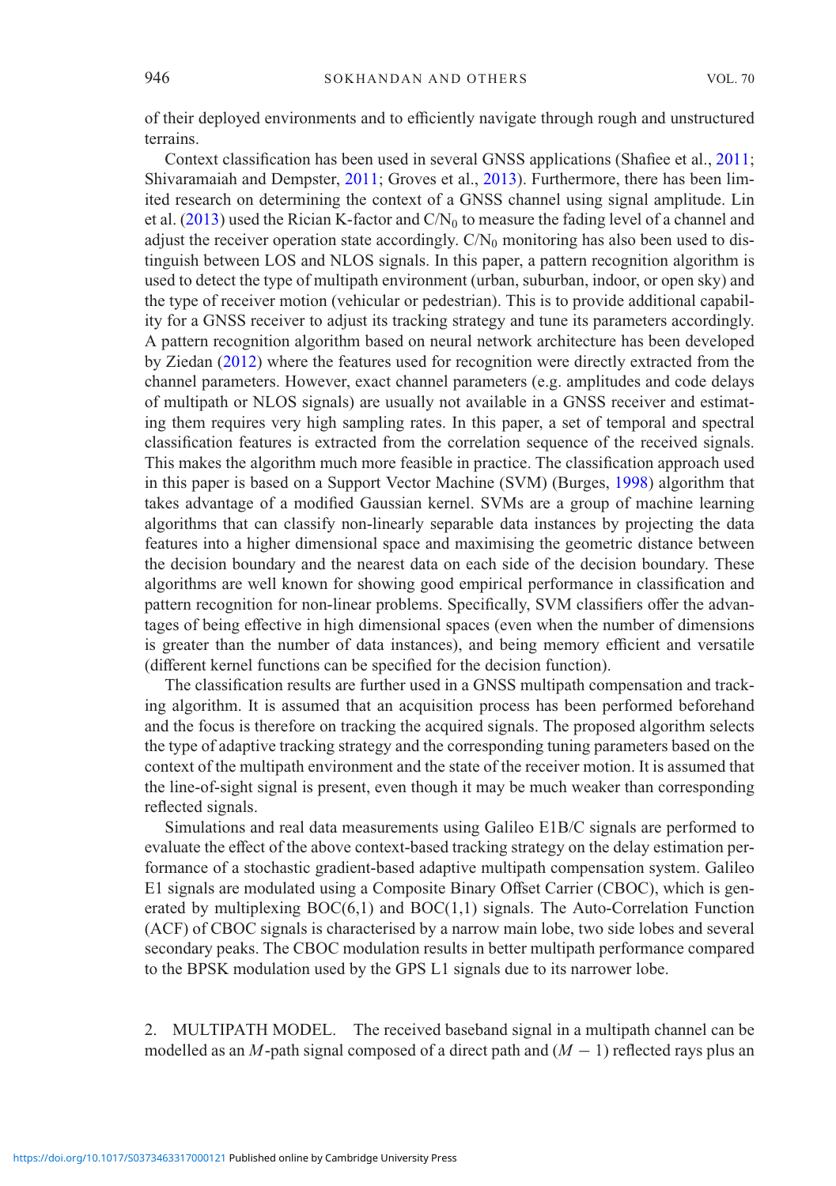of their deployed environments and to efficiently navigate through rough and unstructured terrains.

Context classification has been used in several GNSS applications (Shafiee et al., 2011; Shivaramaiah and Dempster, 2011; Groves et al., 2013). Furthermore, there has been limited research on determining the context of a GNSS channel using signal amplitude. Lin et al. (2013) used the Rician K-factor and $C/N_0$ to measure the fading level of a channel and adjust the receiver operation state accordingly. $C/N_0$ monitoring has also been used to distinguish between LOS and NLOS signals. In this paper, a pattern recognition algorithm is used to detect the type of multipath environment (urban, suburban, indoor, or open sky) and the type of receiver motion (vehicular or pedestrian). This is to provide additional capability for a GNSS receiver to adjust its tracking strategy and tune its parameters accordingly. A pattern recognition algorithm based on neural network architecture has been developed by Ziedan (2012) where the features used for recognition were directly extracted from the channel parameters. However, exact channel parameters (e.g. amplitudes and code delays of multipath or NLOS signals) are usually not available in a GNSS receiver and estimating them requires very high sampling rates. In this paper, a set of temporal and spectral classification features is extracted from the correlation sequence of the received signals. This makes the algorithm much more feasible in practice. The classification approach used in this paper is based on a Support Vector Machine (SVM) (Burges, 1998) algorithm that takes advantage of a modified Gaussian kernel. SVMs are a group of machine learning algorithms that can classify non-linearly separable data instances by projecting the data features into a higher dimensional space and maximising the geometric distance between the decision boundary and the nearest data on each side of the decision boundary. These algorithms are well known for showing good empirical performance in classification and pattern recognition for non-linear problems. Specifically, SVM classifiers offer the advantages of being effective in high dimensional spaces (even when the number of dimensions is greater than the number of data instances), and being memory efficient and versatile (different kernel functions can be specified for the decision function).

The classification results are further used in a GNSS multipath compensation and tracking algorithm. It is assumed that an acquisition process has been performed beforehand and the focus is therefore on tracking the acquired signals. The proposed algorithm selects the type of adaptive tracking strategy and the corresponding tuning parameters based on the context of the multipath environment and the state of the receiver motion. It is assumed that the line-of-sight signal is present, even though it may be much weaker than corresponding reflected signals.

Simulations and real data measurements using Galileo E1B/C signals are performed to evaluate the effect of the above context-based tracking strategy on the delay estimation performance of a stochastic gradient-based adaptive multipath compensation system. Galileo E1 signals are modulated using a Composite Binary Offset Carrier (CBOC), which is generated by multiplexing BOC(6,1) and BOC(1,1) signals. The Auto-Correlation Function (ACF) of CBOC signals is characterised by a narrow main lobe, two side lobes and several secondary peaks. The CBOC modulation results in better multipath performance compared to the BPSK modulation used by the GPS L1 signals due to its narrower lobe.

## 2. MULTIPATH MODEL.

The received baseband signal in a multipath channel can be modelled as an $M$-path signal composed of a direct path and $(M-1)$ reflected rays plus an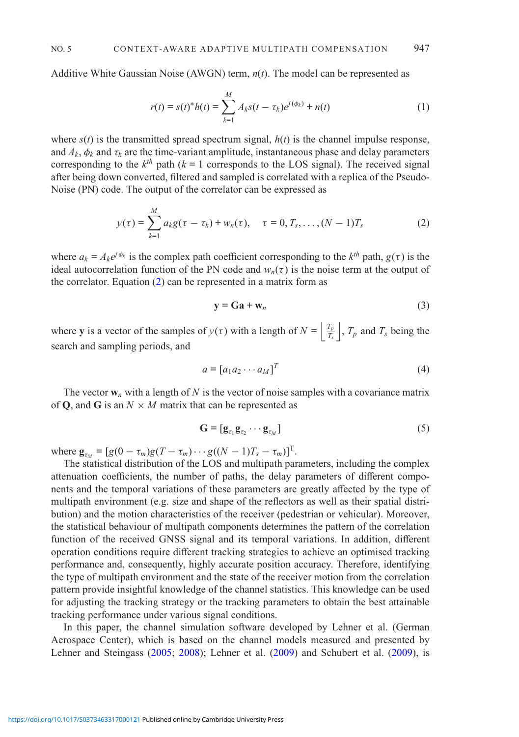Additive White Gaussian Noise (AWGN) term, $n(t)$. The model can be represented as

$$r(t) = s(t)^{*}h(t) = \sum_{k=1}^{M} A_k s(t - \tau_k)e^{j(\phi_k)} + n(t) \tag{1}$$

where $s(t)$ is the transmitted spread spectrum signal, $h(t)$ is the channel impulse response, and $A_k$, $\phi_k$ and $\tau_k$ are the time-variant amplitude, instantaneous phase and delay parameters corresponding to the $k^{th}$ path ($k = 1$ corresponds to the LOS signal). The received signal after being down converted, filtered and sampled is correlated with a replica of the Pseudo-Noise (PN) code. The output of the correlator can be expressed as

$$y(\tau) = \sum_{k=1}^{M} a_k g(\tau - \tau_k) + w_n(\tau), \quad \tau = 0, T_s, \ldots, (N-1)T_s \tag{2}$$

where $a_k = A_k e^{j\phi_k}$ is the complex path coefficient corresponding to the $k^{th}$ path, $g(\tau)$ is the ideal autocorrelation function of the PN code and $w_n(\tau)$ is the noise term at the output of the correlator. Equation (2) can be represented in a matrix form as

$$\mathbf{y} = \mathbf{G}\mathbf{a} + \mathbf{w}_n \tag{3}$$

where $\mathbf{y}$ is a vector of the samples of $y(\tau)$ with a length of $N = \left\lfloor \frac{T_p}{T_s} \right\rfloor$, $T_p$ and $T_s$ being the search and sampling periods, and

$$a = [a_1 a_2 \cdots a_M]^T \tag{4}$$

The vector $\mathbf{w}_n$ with a length of $N$ is the vector of noise samples with a covariance matrix of $\mathbf{Q}$, and $\mathbf{G}$ is an $N \times M$ matrix that can be represented as

$$\mathbf{G} = [\mathbf{g}_{\tau_1} \mathbf{g}_{\tau_2} \cdots \mathbf{g}_{\tau_M}] \tag{5}$$

where $\mathbf{g}_{\tau_M} = [g(0 - \tau_m) g(T - \tau_m) \cdots g((N-1)T_s - \tau_m)]^{\mathrm{T}}$.

The statistical distribution of the LOS and multipath parameters, including the complex attenuation coefficients, the number of paths, the delay parameters of different components and the temporal variations of these parameters are greatly affected by the type of multipath environment (e.g. size and shape of the reflectors as well as their spatial distribution) and the motion characteristics of the receiver (pedestrian or vehicular). Moreover, the statistical behaviour of multipath components determines the pattern of the correlation function of the received GNSS signal and its temporal variations. In addition, different operation conditions require different tracking strategies to achieve an optimised tracking performance and, consequently, highly accurate position accuracy. Therefore, identifying the type of multipath environment and the state of the receiver motion from the correlation pattern provide insightful knowledge of the channel statistics. This knowledge can be used for adjusting the tracking strategy or the tracking parameters to obtain the best attainable tracking performance under various signal conditions.

In this paper, the channel simulation software developed by Lehner et al. (German Aerospace Center), which is based on the channel models measured and presented by Lehner and Steingass (2005; 2008); Lehner et al. (2009) and Schubert et al. (2009), is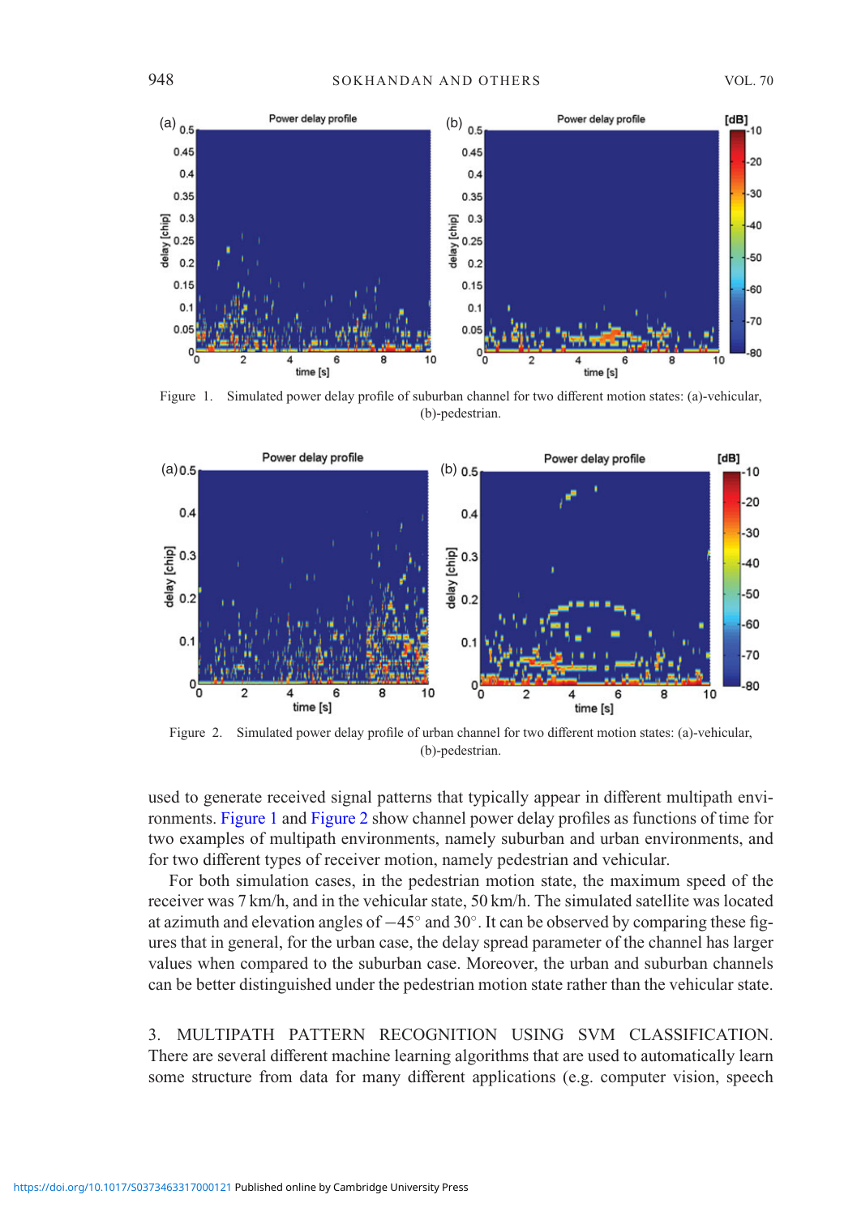Figure 1. Simulated power delay profile of suburban channel for two different motion states: (a)-vehicular, (b)-pedestrian.

Figure 2. Simulated power delay profile of urban channel for two different motion states: (a)-vehicular, (b)-pedestrian.

used to generate received signal patterns that typically appear in different multipath environments. Figure 1 and Figure 2 show channel power delay profiles as functions of time for two examples of multipath environments, namely suburban and urban environments, and for two different types of receiver motion, namely pedestrian and vehicular.

For both simulation cases, in the pedestrian motion state, the maximum speed of the receiver was 7 km/h, and in the vehicular state, 50 km/h. The simulated satellite was located at azimuth and elevation angles of $-45^{\circ}$ and $30^{\circ}$. It can be observed by comparing these figures that in general, for the urban case, the delay spread parameter of the channel has larger values when compared to the suburban case. Moreover, the urban and suburban channels can be better distinguished under the pedestrian motion state rather than the vehicular state.

## 3. MULTIPATH PATTERN RECOGNITION USING SVM CLASSIFICATION.

There are several different machine learning algorithms that are used to automatically learn some structure from data for many different applications (e.g. computer vision, speech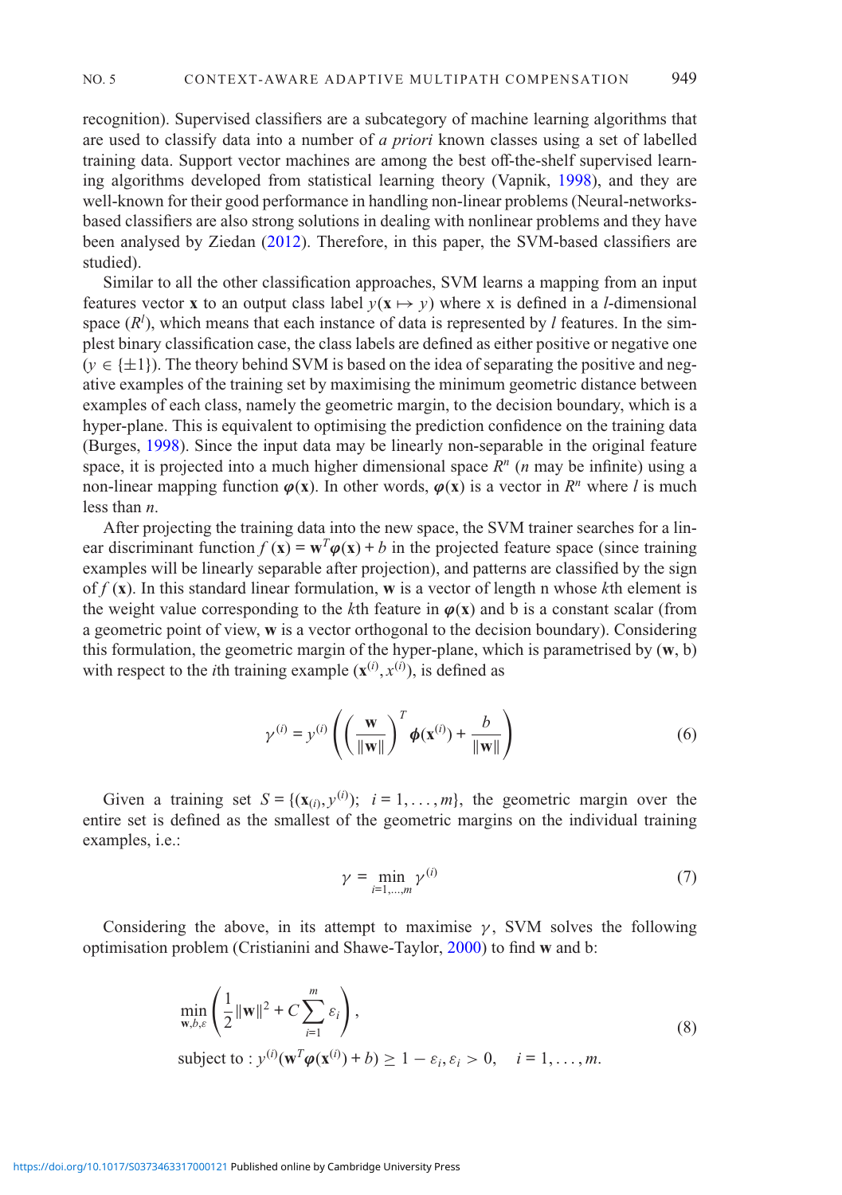recognition). Supervised classifiers are a subcategory of machine learning algorithms that are used to classify data into a number of *a priori* known classes using a set of labelled training data. Support vector machines are among the best off-the-shelf supervised learning algorithms developed from statistical learning theory (Vapnik, 1998), and they are well-known for their good performance in handling non-linear problems (Neural-networks-based classifiers are also strong solutions in dealing with nonlinear problems and they have been analysed by Ziedan (2012). Therefore, in this paper, the SVM-based classifiers are studied).

Similar to all the other classification approaches, SVM learns a mapping from an input features vector $\mathbf{x}$ to an output class label $y(\mathbf{x} \mapsto y)$ where x is defined in a $l$-dimensional space ($R^l$), which means that each instance of data is represented by $l$ features. In the simplest binary classification case, the class labels are defined as either positive or negative one ($y \in \{\pm 1\}$). The theory behind SVM is based on the idea of separating the positive and negative examples of the training set by maximising the minimum geometric distance between examples of each class, namely the geometric margin, to the decision boundary, which is a hyper-plane. This is equivalent to optimising the prediction confidence on the training data (Burges, 1998). Since the input data may be linearly non-separable in the original feature space, it is projected into a much higher dimensional space $R^n$ ($n$ may be infinite) using a non-linear mapping function $\boldsymbol{\varphi}(\mathbf{x})$. In other words, $\boldsymbol{\varphi}(\mathbf{x})$ is a vector in $R^n$ where $l$ is much less than $n$.

After projecting the training data into the new space, the SVM trainer searches for a linear discriminant function $f(\mathbf{x}) = \mathbf{w}^T \boldsymbol{\varphi}(\mathbf{x}) + b$ in the projected feature space (since training examples will be linearly separable after projection), and patterns are classified by the sign of $f(\mathbf{x})$. In this standard linear formulation, $\mathbf{w}$ is a vector of length n whose $k$th element is the weight value corresponding to the $k$th feature in $\boldsymbol{\varphi}(\mathbf{x})$ and b is a constant scalar (from a geometric point of view, $\mathbf{w}$ is a vector orthogonal to the decision boundary). Considering this formulation, the geometric margin of the hyper-plane, which is parametrised by ($\mathbf{w}$, b) with respect to the $i$th training example $(\mathbf{x}^{(i)}, x^{(i)})$, is defined as

$$\gamma^{(i)} = y^{(i)} \left( \left( \frac{\mathbf{w}}{\|\mathbf{w}\|} \right)^T \boldsymbol{\phi}(\mathbf{x}^{(i)}) + \frac{b}{\|\mathbf{w}\|} \right) \tag{6}$$

Given a training set $S = \{(\mathbf{x}_{(i)}, y^{(i)});\ \ i = 1, \ldots, m\}$, the geometric margin over the entire set is defined as the smallest of the geometric margins on the individual training examples, i.e.:

$$\gamma = \min_{i=1,\ldots,m} \gamma^{(i)} \tag{7}$$

Considering the above, in its attempt to maximise $\gamma$, SVM solves the following optimisation problem (Cristianini and Shawe-Taylor, 2000) to find $\mathbf{w}$ and b:

$$\begin{aligned} &\min_{\mathbf{w},b,\varepsilon} \left( \frac{1}{2}\|\mathbf{w}\|^2 + C \sum_{i=1}^{m} \varepsilon_i \right), \\ &\text{subject to} : y^{(i)}(\mathbf{w}^T \boldsymbol{\varphi}(\mathbf{x}^{(i)}) + b) \geq 1 - \varepsilon_i, \varepsilon_i > 0, \quad i = 1, \ldots, m. \end{aligned} \tag{8}$$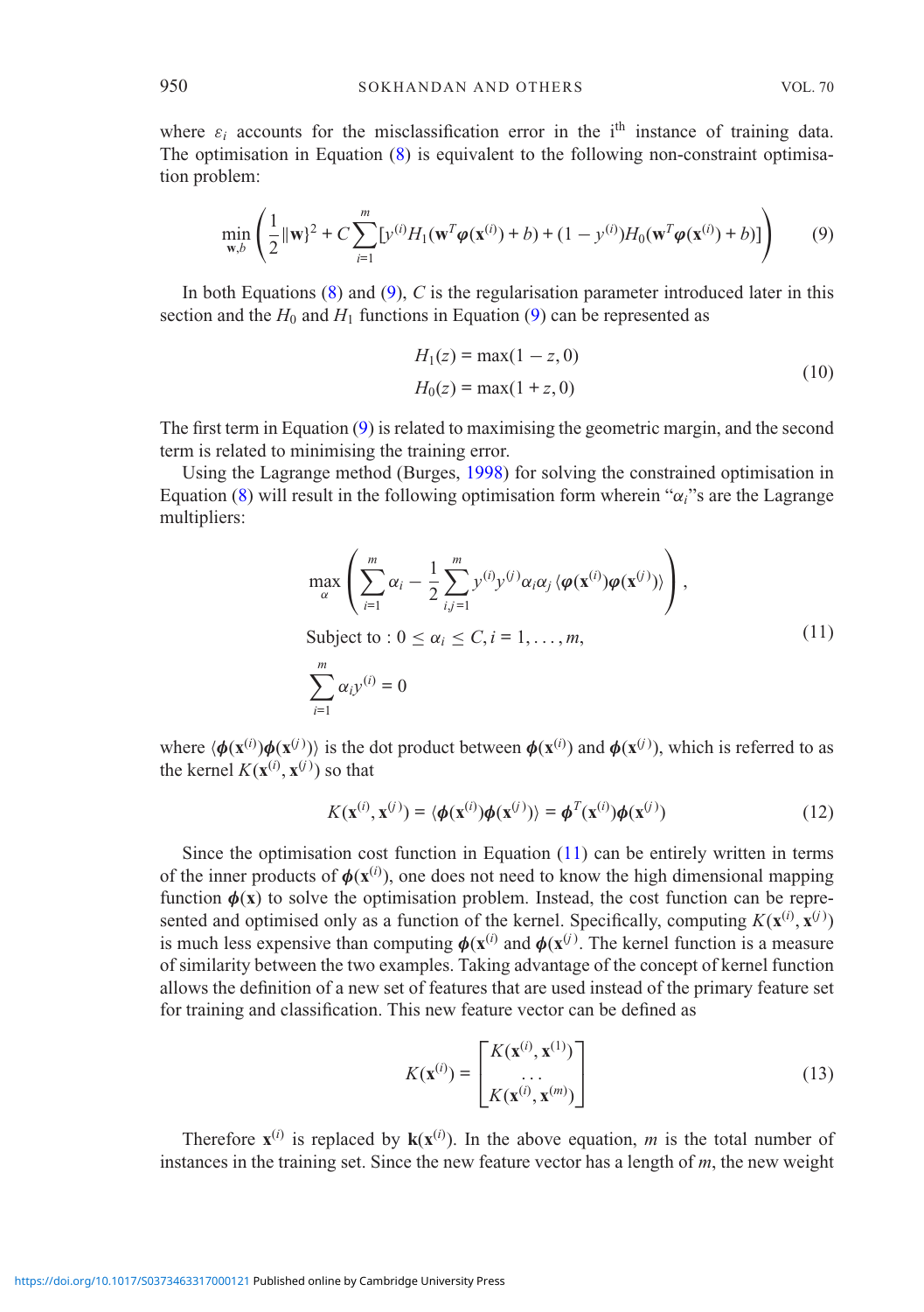where $\varepsilon_i$ accounts for the misclassification error in the i[th] instance of training data. The optimisation in Equation (8) is equivalent to the following non-constraint optimisation problem:

$$\min_{\mathbf{w},b}\left(\frac{1}{2}\|\mathbf{w}\}^2 + C\sum_{i=1}^{m}[y^{(i)}H_1(\mathbf{w}^T\boldsymbol{\varphi}(\mathbf{x}^{(i)}) + b) + (1 - y^{(i)})H_0(\mathbf{w}^T\boldsymbol{\varphi}(\mathbf{x}^{(i)}) + b)]\right) \tag{9}$$

In both Equations (8) and (9), $C$ is the regularisation parameter introduced later in this section and the $H_0$ and $H_1$ functions in Equation (9) can be represented as

$$\begin{aligned} H_1(z) &= \max(1 - z, 0) \\ H_0(z) &= \max(1 + z, 0) \end{aligned} \tag{10}$$

The first term in Equation (9) is related to maximising the geometric margin, and the second term is related to minimising the training error.

Using the Lagrange method (Burges, 1998) for solving the constrained optimisation in Equation (8) will result in the following optimisation form wherein "$\alpha_i$"s are the Lagrange multipliers:

$$\begin{aligned} &\max_{\alpha}\left(\sum_{i=1}^{m}\alpha_i - \frac{1}{2}\sum_{i,j=1}^{m}y^{(i)}y^{(j)}\alpha_i\alpha_j\langle\boldsymbol{\varphi}(\mathbf{x}^{(i)})\boldsymbol{\varphi}(\mathbf{x}^{(j)})\rangle\right), \\ &\text{Subject to} : 0 \le \alpha_i \le C, i = 1, \ldots, m, \\ &\sum_{i=1}^{m}\alpha_i y^{(i)} = 0 \end{aligned} \tag{11}$$

where $\langle\boldsymbol{\phi}(\mathbf{x}^{(i)})\boldsymbol{\phi}(\mathbf{x}^{(j)})\rangle$ is the dot product between $\boldsymbol{\phi}(\mathbf{x}^{(i)})$ and $\boldsymbol{\phi}(\mathbf{x}^{(j)})$, which is referred to as the kernel $K(\mathbf{x}^{(i)}, \mathbf{x}^{(j)})$ so that

$$K(\mathbf{x}^{(i)}, \mathbf{x}^{(j)}) = \langle\boldsymbol{\phi}(\mathbf{x}^{(i)})\boldsymbol{\phi}(\mathbf{x}^{(j)})\rangle = \boldsymbol{\phi}^T(\mathbf{x}^{(i)})\boldsymbol{\phi}(\mathbf{x}^{(j)}) \tag{12}$$

Since the optimisation cost function in Equation (11) can be entirely written in terms of the inner products of $\boldsymbol{\phi}(\mathbf{x}^{(i)})$, one does not need to know the high dimensional mapping function $\boldsymbol{\phi}(\mathbf{x})$ to solve the optimisation problem. Instead, the cost function can be represented and optimised only as a function of the kernel. Specifically, computing $K(\mathbf{x}^{(i)}, \mathbf{x}^{(j)})$ is much less expensive than computing $\boldsymbol{\phi}(\mathbf{x}^{(i)}$ and $\boldsymbol{\phi}(\mathbf{x}^{(j)})$. The kernel function is a measure of similarity between the two examples. Taking advantage of the concept of kernel function allows the definition of a new set of features that are used instead of the primary feature set for training and classification. This new feature vector can be defined as

$$K(\mathbf{x}^{(i)}) = \begin{bmatrix} K(\mathbf{x}^{(i)}, \mathbf{x}^{(1)}) \\ \ldots \\ K(\mathbf{x}^{(i)}, \mathbf{x}^{(m)}) \end{bmatrix} \tag{13}$$

Therefore $\mathbf{x}^{(i)}$ is replaced by $\mathbf{k}(\mathbf{x}^{(i)})$. In the above equation, $m$ is the total number of instances in the training set. Since the new feature vector has a length of $m$, the new weight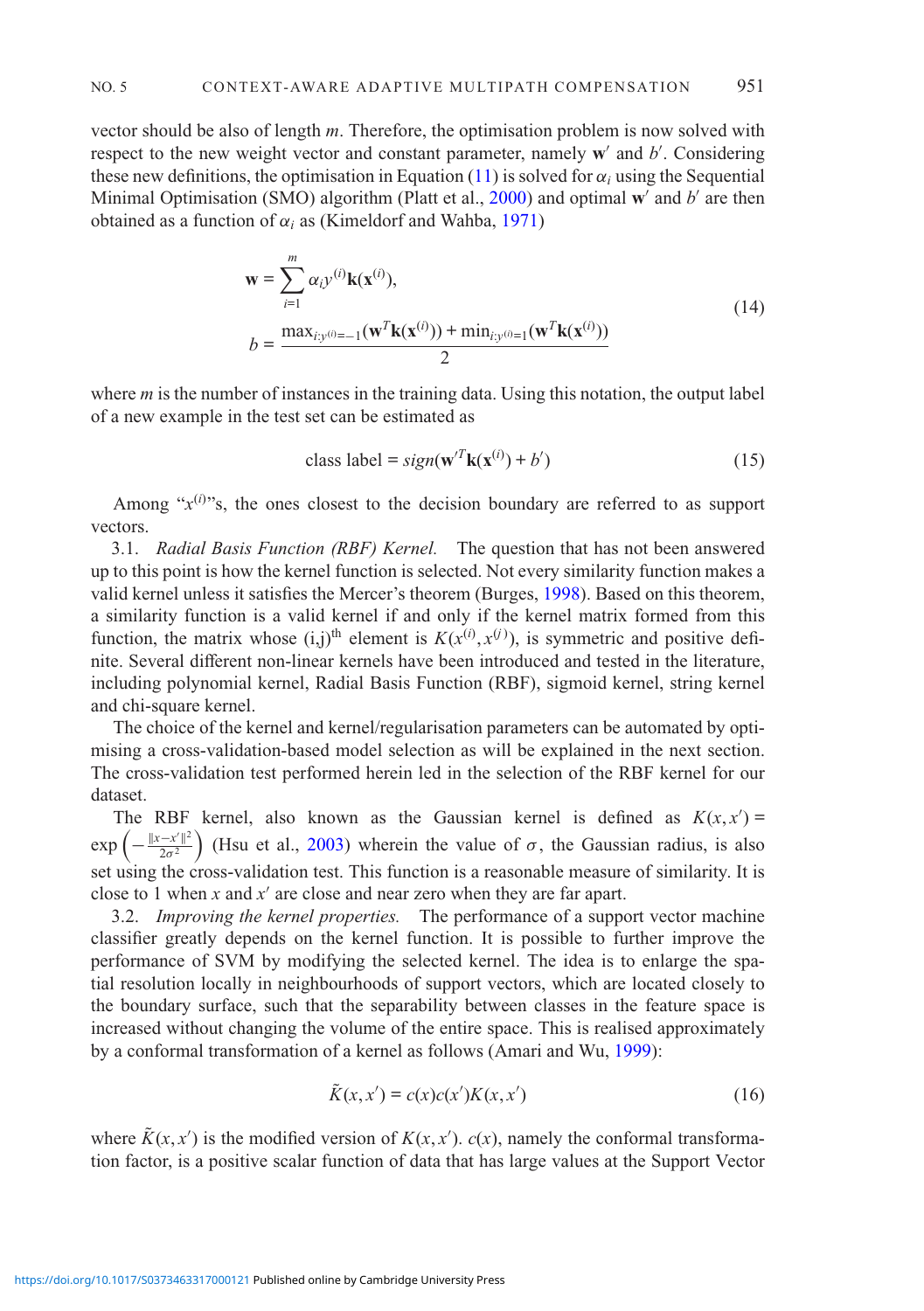vector should be also of length $m$. Therefore, the optimisation problem is now solved with respect to the new weight vector and constant parameter, namely $\mathbf{w}'$ and $b'$. Considering these new definitions, the optimisation in Equation (11) is solved for $\alpha_i$ using the Sequential Minimal Optimisation (SMO) algorithm (Platt et al., 2000) and optimal $\mathbf{w}'$ and $b'$ are then obtained as a function of $\alpha_i$ as (Kimeldorf and Wahba, 1971)

$$\begin{aligned} \mathbf{w} &= \sum_{i=1}^{m} \alpha_i y^{(i)} \mathbf{k}(\mathbf{x}^{(i)}), \\ b &= \frac{\max_{i:y^{(i)}=-1}(\mathbf{w}^T \mathbf{k}(\mathbf{x}^{(i)})) + \min_{i:y^{(i)}=1}(\mathbf{w}^T \mathbf{k}(\mathbf{x}^{(i)}))}{2} \end{aligned} \tag{14}$$

where $m$ is the number of instances in the training data. Using this notation, the output label of a new example in the test set can be estimated as

$$\text{class label} = sign(\mathbf{w}'^T \mathbf{k}(\mathbf{x}^{(i)}) + b') \tag{15}$$

Among "$x^{(i)}$"s, the ones closest to the decision boundary are referred to as support vectors.

3.1. *Radial Basis Function (RBF) Kernel.* The question that has not been answered up to this point is how the kernel function is selected. Not every similarity function makes a valid kernel unless it satisfies the Mercer's theorem (Burges, 1998). Based on this theorem, a similarity function is a valid kernel if and only if the kernel matrix formed from this function, the matrix whose (i,j)$^{\text{th}}$ element is $K(x^{(i)}, x^{(j)})$, is symmetric and positive definite. Several different non-linear kernels have been introduced and tested in the literature, including polynomial kernel, Radial Basis Function (RBF), sigmoid kernel, string kernel and chi-square kernel.

The choice of the kernel and kernel/regularisation parameters can be automated by optimising a cross-validation-based model selection as will be explained in the next section. The cross-validation test performed herein led in the selection of the RBF kernel for our dataset.

The RBF kernel, also known as the Gaussian kernel is defined as $K(x, x') = \exp\left(-\frac{\|x-x'\|^2}{2\sigma^2}\right)$ (Hsu et al., 2003) wherein the value of $\sigma$, the Gaussian radius, is also set using the cross-validation test. This function is a reasonable measure of similarity. It is close to 1 when $x$ and $x'$ are close and near zero when they are far apart.

3.2. *Improving the kernel properties.* The performance of a support vector machine classifier greatly depends on the kernel function. It is possible to further improve the performance of SVM by modifying the selected kernel. The idea is to enlarge the spatial resolution locally in neighbourhoods of support vectors, which are located closely to the boundary surface, such that the separability between classes in the feature space is increased without changing the volume of the entire space. This is realised approximately by a conformal transformation of a kernel as follows (Amari and Wu, 1999):

$$\tilde{K}(x, x') = c(x)c(x')K(x, x') \tag{16}$$

where $\tilde{K}(x, x')$ is the modified version of $K(x, x')$. $c(x)$, namely the conformal transformation factor, is a positive scalar function of data that has large values at the Support Vector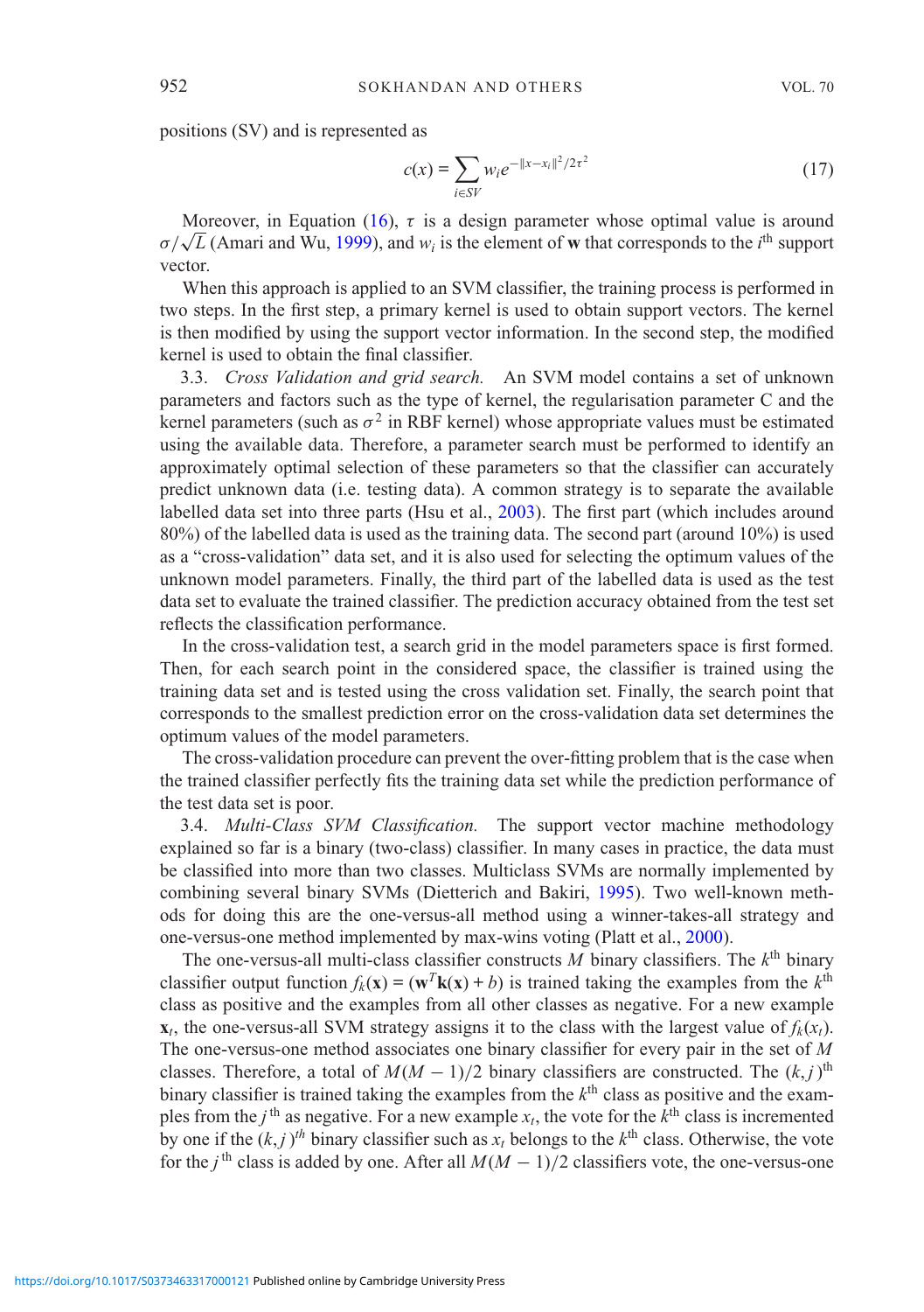positions (SV) and is represented as

$$c(x) = \sum_{i \in SV} w_i e^{-\|x - x_i\|^2/2\tau^2} \tag{17}$$

Moreover, in Equation (16), $\tau$ is a design parameter whose optimal value is around $\sigma/\sqrt{L}$ (Amari and Wu, 1999), and $w_i$ is the element of $\mathbf{w}$ that corresponds to the $i^{\text{th}}$ support vector.

When this approach is applied to an SVM classifier, the training process is performed in two steps. In the first step, a primary kernel is used to obtain support vectors. The kernel is then modified by using the support vector information. In the second step, the modified kernel is used to obtain the final classifier.

3.3. *Cross Validation and grid search.* An SVM model contains a set of unknown parameters and factors such as the type of kernel, the regularisation parameter C and the kernel parameters (such as $\sigma^2$ in RBF kernel) whose appropriate values must be estimated using the available data. Therefore, a parameter search must be performed to identify an approximately optimal selection of these parameters so that the classifier can accurately predict unknown data (i.e. testing data). A common strategy is to separate the available labelled data set into three parts (Hsu et al., 2003). The first part (which includes around 80%) of the labelled data is used as the training data. The second part (around 10%) is used as a "cross-validation" data set, and it is also used for selecting the optimum values of the unknown model parameters. Finally, the third part of the labelled data is used as the test data set to evaluate the trained classifier. The prediction accuracy obtained from the test set reflects the classification performance.

In the cross-validation test, a search grid in the model parameters space is first formed. Then, for each search point in the considered space, the classifier is trained using the training data set and is tested using the cross validation set. Finally, the search point that corresponds to the smallest prediction error on the cross-validation data set determines the optimum values of the model parameters.

The cross-validation procedure can prevent the over-fitting problem that is the case when the trained classifier perfectly fits the training data set while the prediction performance of the test data set is poor.

3.4. *Multi-Class SVM Classification.* The support vector machine methodology explained so far is a binary (two-class) classifier. In many cases in practice, the data must be classified into more than two classes. Multiclass SVMs are normally implemented by combining several binary SVMs (Dietterich and Bakiri, 1995). Two well-known methods for doing this are the one-versus-all method using a winner-takes-all strategy and one-versus-one method implemented by max-wins voting (Platt et al., 2000).

The one-versus-all multi-class classifier constructs $M$ binary classifiers. The $k^{\text{th}}$ binary classifier output function $f_k(\mathbf{x}) = (\mathbf{w}^T\mathbf{k}(\mathbf{x}) + b)$ is trained taking the examples from the $k^{\text{th}}$ class as positive and the examples from all other classes as negative. For a new example $\mathbf{x}_t$, the one-versus-all SVM strategy assigns it to the class with the largest value of $f_k(x_t)$. The one-versus-one method associates one binary classifier for every pair in the set of $M$ classes. Therefore, a total of $M(M-1)/2$ binary classifiers are constructed. The $(k, j)^{\text{th}}$ binary classifier is trained taking the examples from the $k^{\text{th}}$ class as positive and the examples from the $j^{\text{th}}$ as negative. For a new example $x_t$, the vote for the $k^{\text{th}}$ class is incremented by one if the $(k, j)^{th}$ binary classifier such as $x_t$ belongs to the $k^{\text{th}}$ class. Otherwise, the vote for the $j^{\text{th}}$ class is added by one. After all $M(M-1)/2$ classifiers vote, the one-versus-one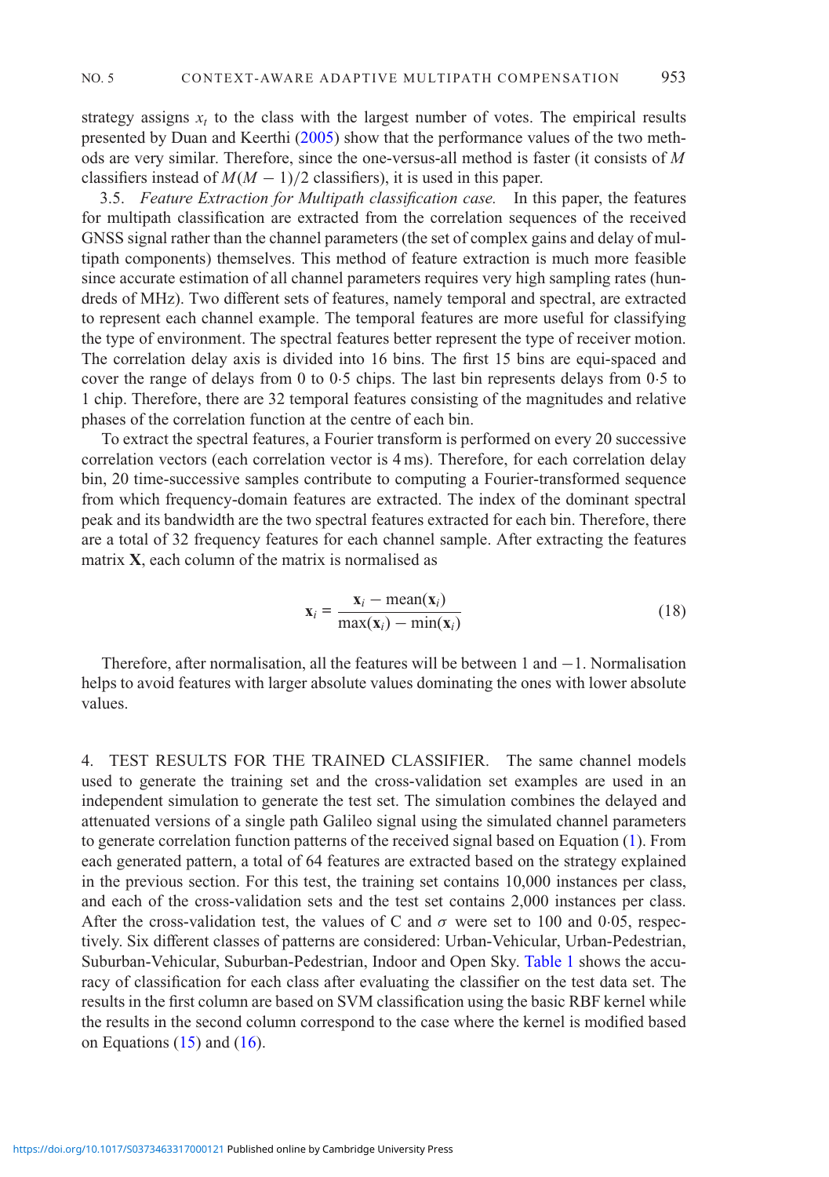strategy assigns $x_t$ to the class with the largest number of votes. The empirical results presented by Duan and Keerthi (2005) show that the performance values of the two methods are very similar. Therefore, since the one-versus-all method is faster (it consists of $M$ classifiers instead of $M(M-1)/2$ classifiers), it is used in this paper.

3.5. *Feature Extraction for Multipath classification case.* In this paper, the features for multipath classification are extracted from the correlation sequences of the received GNSS signal rather than the channel parameters (the set of complex gains and delay of multipath components) themselves. This method of feature extraction is much more feasible since accurate estimation of all channel parameters requires very high sampling rates (hundreds of MHz). Two different sets of features, namely temporal and spectral, are extracted to represent each channel example. The temporal features are more useful for classifying the type of environment. The spectral features better represent the type of receiver motion. The correlation delay axis is divided into 16 bins. The first 15 bins are equi-spaced and cover the range of delays from 0 to 0·5 chips. The last bin represents delays from 0·5 to 1 chip. Therefore, there are 32 temporal features consisting of the magnitudes and relative phases of the correlation function at the centre of each bin.

To extract the spectral features, a Fourier transform is performed on every 20 successive correlation vectors (each correlation vector is 4 ms). Therefore, for each correlation delay bin, 20 time-successive samples contribute to computing a Fourier-transformed sequence from which frequency-domain features are extracted. The index of the dominant spectral peak and its bandwidth are the two spectral features extracted for each bin. Therefore, there are a total of 32 frequency features for each channel sample. After extracting the features matrix $\mathbf{X}$, each column of the matrix is normalised as

$$\mathbf{x}_i = \frac{\mathbf{x}_i - \text{mean}(\mathbf{x}_i)}{\max(\mathbf{x}_i) - \min(\mathbf{x}_i)} \tag{18}$$

Therefore, after normalisation, all the features will be between 1 and $-1$. Normalisation helps to avoid features with larger absolute values dominating the ones with lower absolute values.

## 4. TEST RESULTS FOR THE TRAINED CLASSIFIER.

The same channel models used to generate the training set and the cross-validation set examples are used in an independent simulation to generate the test set. The simulation combines the delayed and attenuated versions of a single path Galileo signal using the simulated channel parameters to generate correlation function patterns of the received signal based on Equation (1). From each generated pattern, a total of 64 features are extracted based on the strategy explained in the previous section. For this test, the training set contains 10,000 instances per class, and each of the cross-validation sets and the test set contains 2,000 instances per class. After the cross-validation test, the values of C and $\sigma$ were set to 100 and 0·05, respectively. Six different classes of patterns are considered: Urban-Vehicular, Urban-Pedestrian, Suburban-Vehicular, Suburban-Pedestrian, Indoor and Open Sky. Table 1 shows the accuracy of classification for each class after evaluating the classifier on the test data set. The results in the first column are based on SVM classification using the basic RBF kernel while the results in the second column correspond to the case where the kernel is modified based on Equations (15) and (16).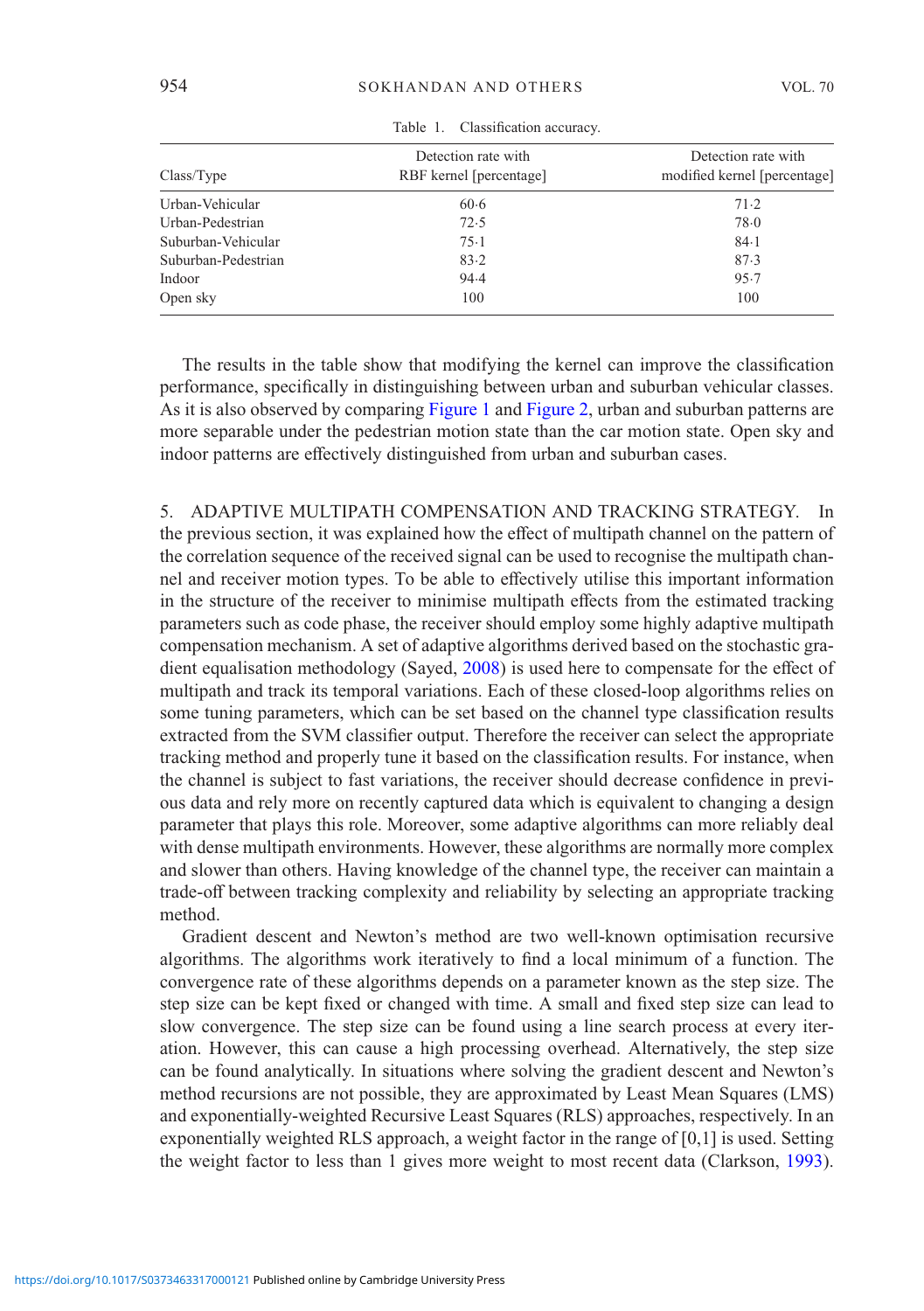Table 1. Classification accuracy.

| Class/Type | Detection rate with RBF kernel [percentage] | Detection rate with modified kernel [percentage] |
|---|---|---|
| Urban-Vehicular | 60·6 | 71·2 |
| Urban-Pedestrian | 72·5 | 78·0 |
| Suburban-Vehicular | 75·1 | 84·1 |
| Suburban-Pedestrian | 83·2 | 87·3 |
| Indoor | 94·4 | 95·7 |
| Open sky | 100 | 100 |

The results in the table show that modifying the kernel can improve the classification performance, specifically in distinguishing between urban and suburban vehicular classes. As it is also observed by comparing Figure 1 and Figure 2, urban and suburban patterns are more separable under the pedestrian motion state than the car motion state. Open sky and indoor patterns are effectively distinguished from urban and suburban cases.

## 5. ADAPTIVE MULTIPATH COMPENSATION AND TRACKING STRATEGY.

In the previous section, it was explained how the effect of multipath channel on the pattern of the correlation sequence of the received signal can be used to recognise the multipath channel and receiver motion types. To be able to effectively utilise this important information in the structure of the receiver to minimise multipath effects from the estimated tracking parameters such as code phase, the receiver should employ some highly adaptive multipath compensation mechanism. A set of adaptive algorithms derived based on the stochastic gradient equalisation methodology (Sayed, 2008) is used here to compensate for the effect of multipath and track its temporal variations. Each of these closed-loop algorithms relies on some tuning parameters, which can be set based on the channel type classification results extracted from the SVM classifier output. Therefore the receiver can select the appropriate tracking method and properly tune it based on the classification results. For instance, when the channel is subject to fast variations, the receiver should decrease confidence in previous data and rely more on recently captured data which is equivalent to changing a design parameter that plays this role. Moreover, some adaptive algorithms can more reliably deal with dense multipath environments. However, these algorithms are normally more complex and slower than others. Having knowledge of the channel type, the receiver can maintain a trade-off between tracking complexity and reliability by selecting an appropriate tracking method.

Gradient descent and Newton's method are two well-known optimisation recursive algorithms. The algorithms work iteratively to find a local minimum of a function. The convergence rate of these algorithms depends on a parameter known as the step size. The step size can be kept fixed or changed with time. A small and fixed step size can lead to slow convergence. The step size can be found using a line search process at every iteration. However, this can cause a high processing overhead. Alternatively, the step size can be found analytically. In situations where solving the gradient descent and Newton's method recursions are not possible, they are approximated by Least Mean Squares (LMS) and exponentially-weighted Recursive Least Squares (RLS) approaches, respectively. In an exponentially weighted RLS approach, a weight factor in the range of [0,1] is used. Setting the weight factor to less than 1 gives more weight to most recent data (Clarkson, 1993).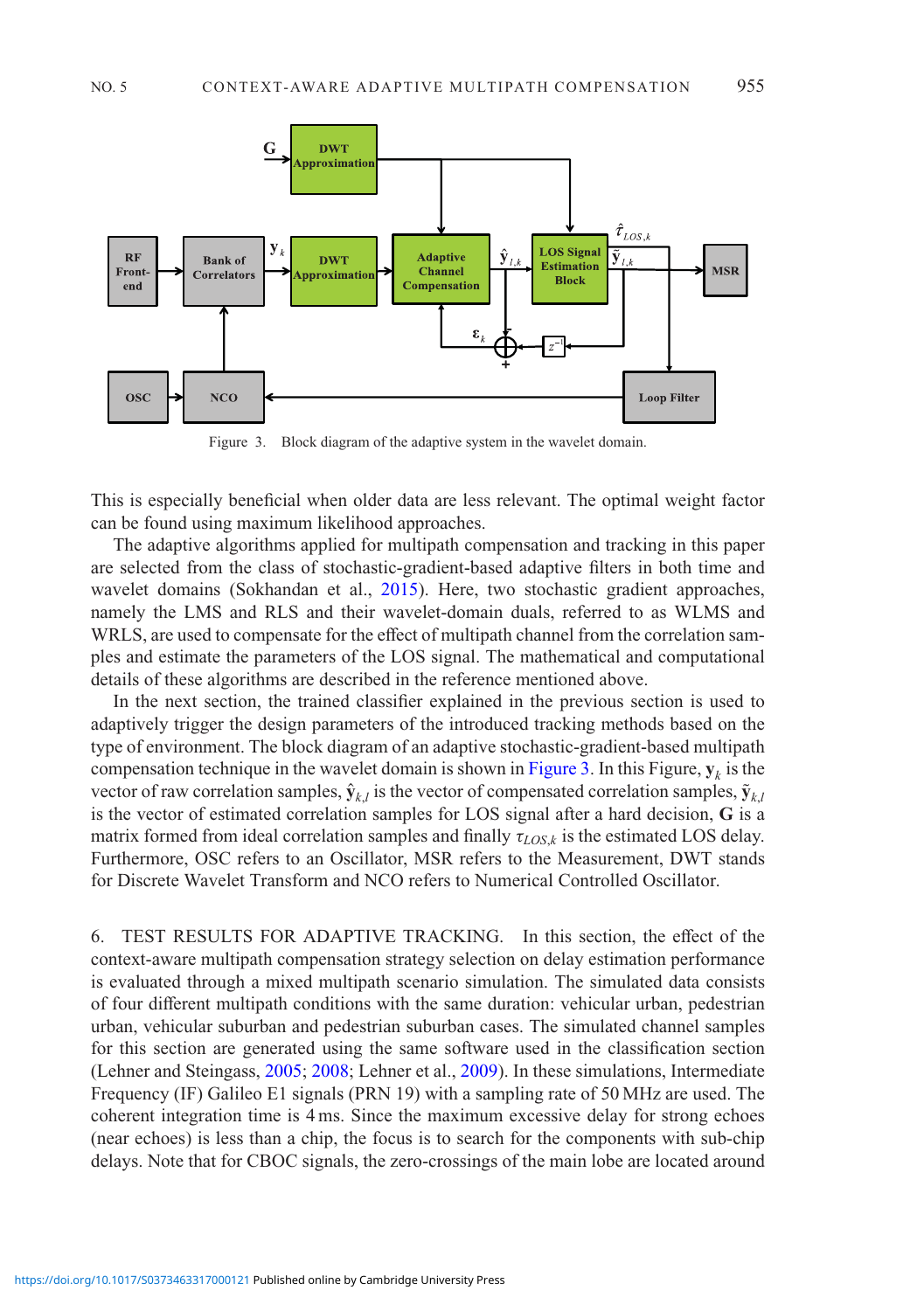Figure 3. Block diagram of the adaptive system in the wavelet domain.

This is especially beneficial when older data are less relevant. The optimal weight factor can be found using maximum likelihood approaches.

The adaptive algorithms applied for multipath compensation and tracking in this paper are selected from the class of stochastic-gradient-based adaptive filters in both time and wavelet domains (Sokhandan et al., 2015). Here, two stochastic gradient approaches, namely the LMS and RLS and their wavelet-domain duals, referred to as WLMS and WRLS, are used to compensate for the effect of multipath channel from the correlation samples and estimate the parameters of the LOS signal. The mathematical and computational details of these algorithms are described in the reference mentioned above.

In the next section, the trained classifier explained in the previous section is used to adaptively trigger the design parameters of the introduced tracking methods based on the type of environment. The block diagram of an adaptive stochastic-gradient-based multipath compensation technique in the wavelet domain is shown in Figure 3. In this Figure, $\mathbf{y}_k$ is the vector of raw correlation samples, $\hat{\mathbf{y}}_{k,l}$ is the vector of compensated correlation samples, $\tilde{\mathbf{y}}_{k,l}$ is the vector of estimated correlation samples for LOS signal after a hard decision, $\mathbf{G}$ is a matrix formed from ideal correlation samples and finally $\tau_{LOS,k}$ is the estimated LOS delay. Furthermore, OSC refers to an Oscillator, MSR refers to the Measurement, DWT stands for Discrete Wavelet Transform and NCO refers to Numerical Controlled Oscillator.

6. TEST RESULTS FOR ADAPTIVE TRACKING. In this section, the effect of the context-aware multipath compensation strategy selection on delay estimation performance is evaluated through a mixed multipath scenario simulation. The simulated data consists of four different multipath conditions with the same duration: vehicular urban, pedestrian urban, vehicular suburban and pedestrian suburban cases. The simulated channel samples for this section are generated using the same software used in the classification section (Lehner and Steingass, 2005; 2008; Lehner et al., 2009). In these simulations, Intermediate Frequency (IF) Galileo E1 signals (PRN 19) with a sampling rate of 50 MHz are used. The coherent integration time is 4 ms. Since the maximum excessive delay for strong echoes (near echoes) is less than a chip, the focus is to search for the components with sub-chip delays. Note that for CBOC signals, the zero-crossings of the main lobe are located around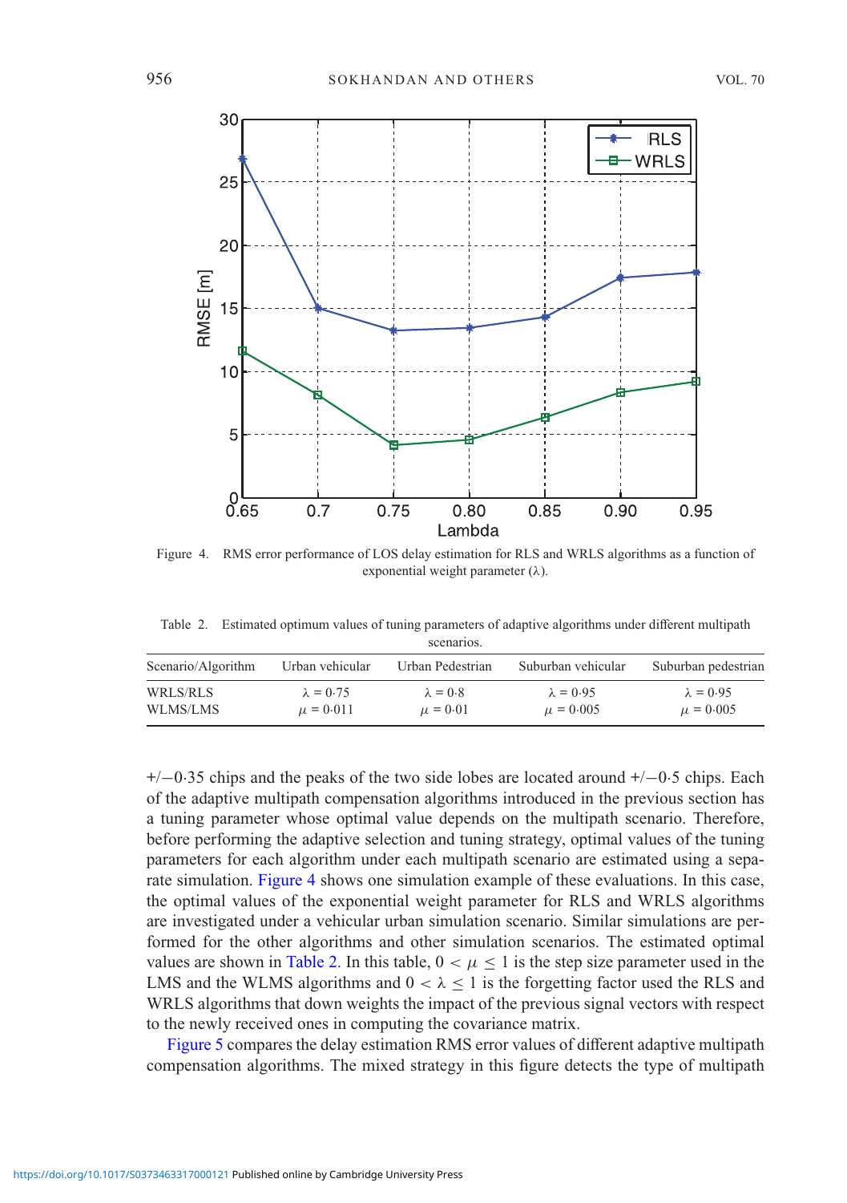Figure 4. RMS error performance of LOS delay estimation for RLS and WRLS algorithms as a function of exponential weight parameter (λ).

Table 2. Estimated optimum values of tuning parameters of adaptive algorithms under different multipath scenarios.

| Scenario/Algorithm | Urban vehicular | Urban Pedestrian | Suburban vehicular | Suburban pedestrian |
|---|---|---|---|---|
| WRLS/RLS | $\lambda = 0{\cdot}75$ | $\lambda = 0{\cdot}8$ | $\lambda = 0{\cdot}95$ | $\lambda = 0{\cdot}95$ |
| WLMS/LMS | $\mu = 0{\cdot}011$ | $\mu = 0{\cdot}01$ | $\mu = 0{\cdot}005$ | $\mu = 0{\cdot}005$ |

+/−0·35 chips and the peaks of the two side lobes are located around +/−0·5 chips. Each of the adaptive multipath compensation algorithms introduced in the previous section has a tuning parameter whose optimal value depends on the multipath scenario. Therefore, before performing the adaptive selection and tuning strategy, optimal values of the tuning parameters for each algorithm under each multipath scenario are estimated using a separate simulation. Figure 4 shows one simulation example of these evaluations. In this case, the optimal values of the exponential weight parameter for RLS and WRLS algorithms are investigated under a vehicular urban simulation scenario. Similar simulations are performed for the other algorithms and other simulation scenarios. The estimated optimal values are shown in Table 2. In this table, $0 < \mu \leq 1$ is the step size parameter used in the LMS and the WLMS algorithms and $0 < \lambda \leq 1$ is the forgetting factor used the RLS and WRLS algorithms that down weights the impact of the previous signal vectors with respect to the newly received ones in computing the covariance matrix.

Figure 5 compares the delay estimation RMS error values of different adaptive multipath compensation algorithms. The mixed strategy in this figure detects the type of multipath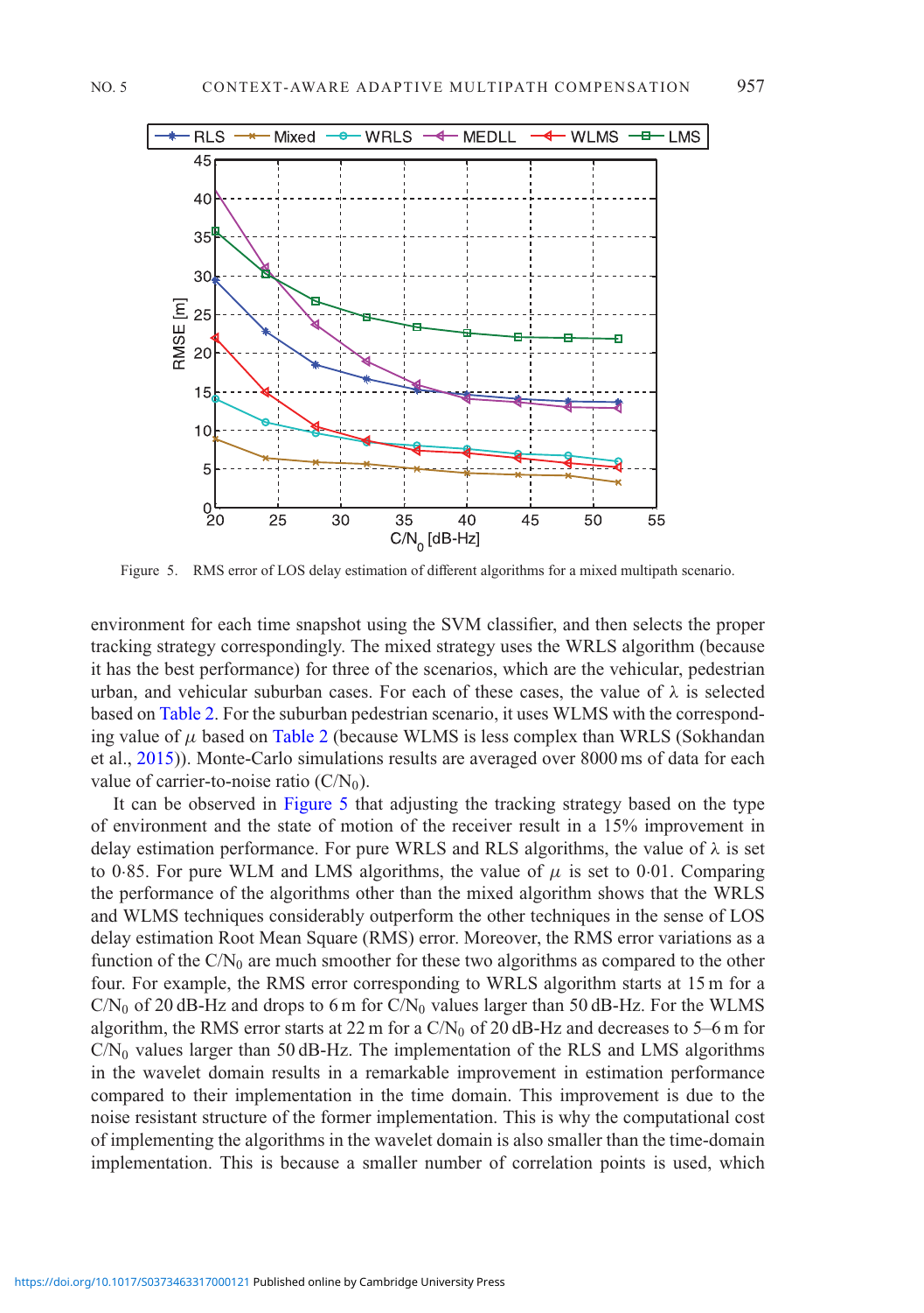Figure 5. RMS error of LOS delay estimation of different algorithms for a mixed multipath scenario.

environment for each time snapshot using the SVM classifier, and then selects the proper tracking strategy correspondingly. The mixed strategy uses the WRLS algorithm (because it has the best performance) for three of the scenarios, which are the vehicular, pedestrian urban, and vehicular suburban cases. For each of these cases, the value of $\lambda$ is selected based on Table 2. For the suburban pedestrian scenario, it uses WLMS with the corresponding value of $\mu$ based on Table 2 (because WLMS is less complex than WRLS (Sokhandan et al., 2015)). Monte-Carlo simulations results are averaged over 8000 ms of data for each value of carrier-to-noise ratio ($C/N_0$).

It can be observed in Figure 5 that adjusting the tracking strategy based on the type of environment and the state of motion of the receiver result in a 15% improvement in delay estimation performance. For pure WRLS and RLS algorithms, the value of $\lambda$ is set to 0·85. For pure WLM and LMS algorithms, the value of $\mu$ is set to 0·01. Comparing the performance of the algorithms other than the mixed algorithm shows that the WRLS and WLMS techniques considerably outperform the other techniques in the sense of LOS delay estimation Root Mean Square (RMS) error. Moreover, the RMS error variations as a function of the $C/N_0$ are much smoother for these two algorithms as compared to the other four. For example, the RMS error corresponding to WRLS algorithm starts at 15 m for a $C/N_0$ of 20 dB-Hz and drops to 6 m for $C/N_0$ values larger than 50 dB-Hz. For the WLMS algorithm, the RMS error starts at 22 m for a $C/N_0$ of 20 dB-Hz and decreases to 5–6 m for $C/N_0$ values larger than 50 dB-Hz. The implementation of the RLS and LMS algorithms in the wavelet domain results in a remarkable improvement in estimation performance compared to their implementation in the time domain. This improvement is due to the noise resistant structure of the former implementation. This is why the computational cost of implementing the algorithms in the wavelet domain is also smaller than the time-domain implementation. This is because a smaller number of correlation points is used, which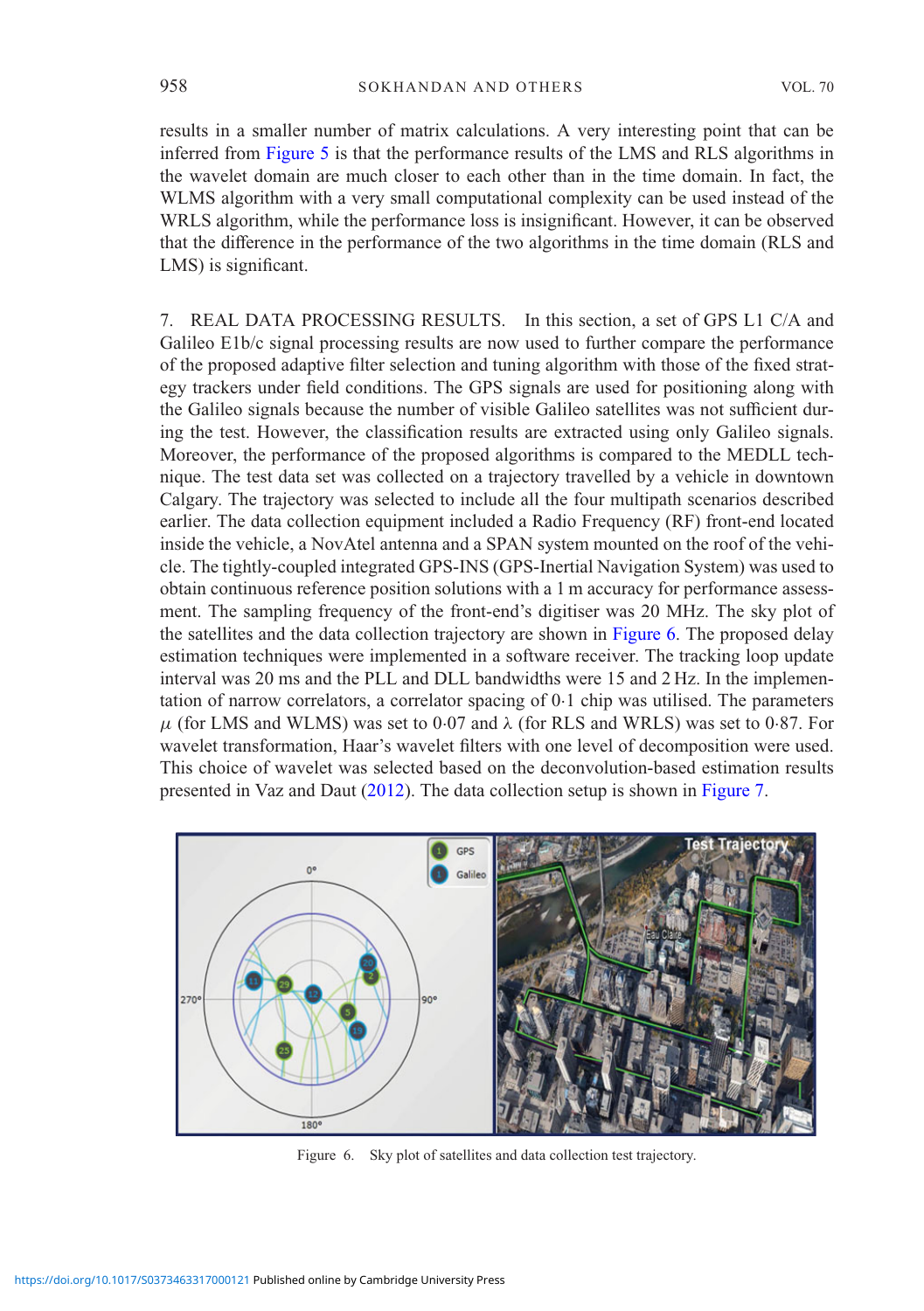results in a smaller number of matrix calculations. A very interesting point that can be inferred from Figure 5 is that the performance results of the LMS and RLS algorithms in the wavelet domain are much closer to each other than in the time domain. In fact, the WLMS algorithm with a very small computational complexity can be used instead of the WRLS algorithm, while the performance loss is insignificant. However, it can be observed that the difference in the performance of the two algorithms in the time domain (RLS and LMS) is significant.

## 7. REAL DATA PROCESSING RESULTS.

In this section, a set of GPS L1 C/A and Galileo E1b/c signal processing results are now used to further compare the performance of the proposed adaptive filter selection and tuning algorithm with those of the fixed strategy trackers under field conditions. The GPS signals are used for positioning along with the Galileo signals because the number of visible Galileo satellites was not sufficient during the test. However, the classification results are extracted using only Galileo signals. Moreover, the performance of the proposed algorithms is compared to the MEDLL technique. The test data set was collected on a trajectory travelled by a vehicle in downtown Calgary. The trajectory was selected to include all the four multipath scenarios described earlier. The data collection equipment included a Radio Frequency (RF) front-end located inside the vehicle, a NovAtel antenna and a SPAN system mounted on the roof of the vehicle. The tightly-coupled integrated GPS-INS (GPS-Inertial Navigation System) was used to obtain continuous reference position solutions with a 1 m accuracy for performance assessment. The sampling frequency of the front-end's digitiser was 20 MHz. The sky plot of the satellites and the data collection trajectory are shown in Figure 6. The proposed delay estimation techniques were implemented in a software receiver. The tracking loop update interval was 20 ms and the PLL and DLL bandwidths were 15 and 2 Hz. In the implementation of narrow correlators, a correlator spacing of 0·1 chip was utilised. The parameters $\mu$ (for LMS and WLMS) was set to 0·07 and $\lambda$ (for RLS and WRLS) was set to 0·87. For wavelet transformation, Haar's wavelet filters with one level of decomposition were used. This choice of wavelet was selected based on the deconvolution-based estimation results presented in Vaz and Daut (2012). The data collection setup is shown in Figure 7.

Figure 6. Sky plot of satellites and data collection test trajectory.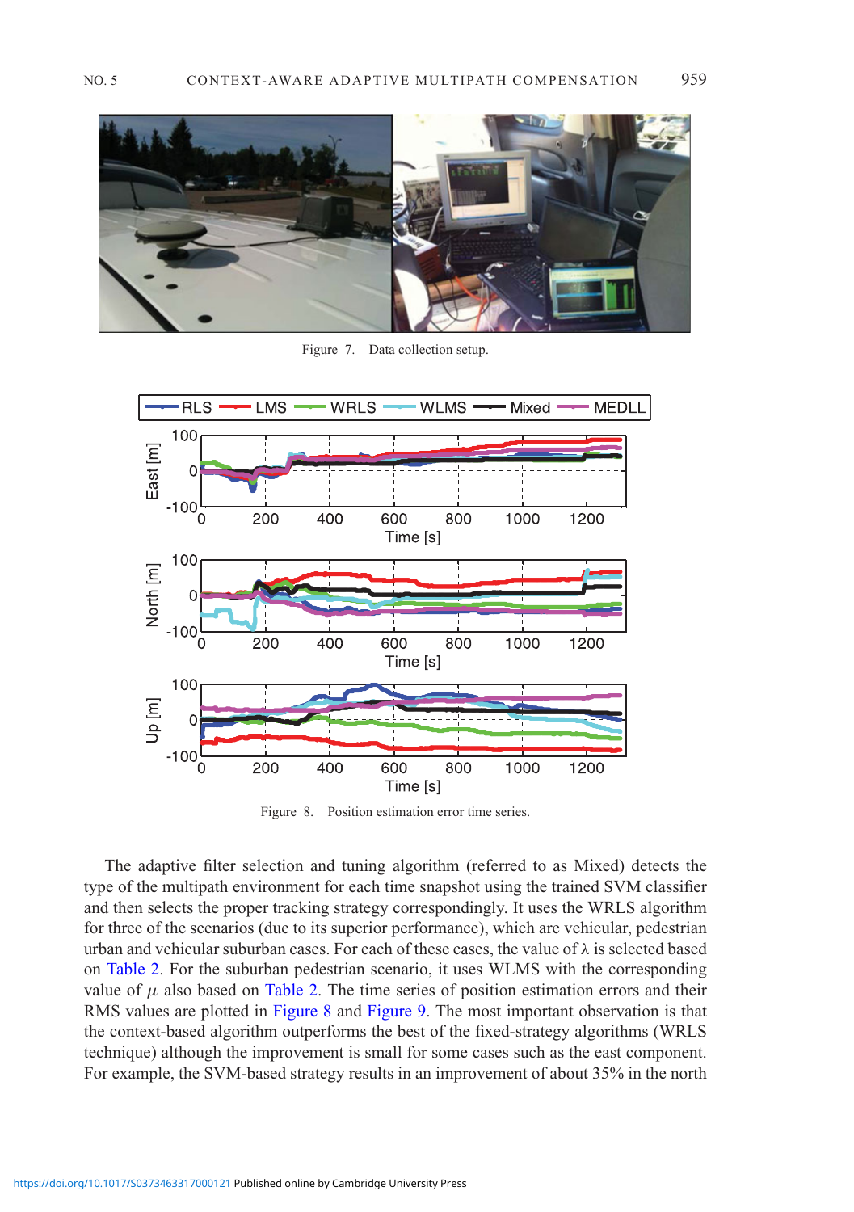Figure 7. Data collection setup.

Figure 8. Position estimation error time series.

The adaptive filter selection and tuning algorithm (referred to as Mixed) detects the type of the multipath environment for each time snapshot using the trained SVM classifier and then selects the proper tracking strategy correspondingly. It uses the WRLS algorithm for three of the scenarios (due to its superior performance), which are vehicular, pedestrian urban and vehicular suburban cases. For each of these cases, the value of $\lambda$ is selected based on Table 2. For the suburban pedestrian scenario, it uses WLMS with the corresponding value of $\mu$ also based on Table 2. The time series of position estimation errors and their RMS values are plotted in Figure 8 and Figure 9. The most important observation is that the context-based algorithm outperforms the best of the fixed-strategy algorithms (WRLS technique) although the improvement is small for some cases such as the east component. For example, the SVM-based strategy results in an improvement of about 35% in the north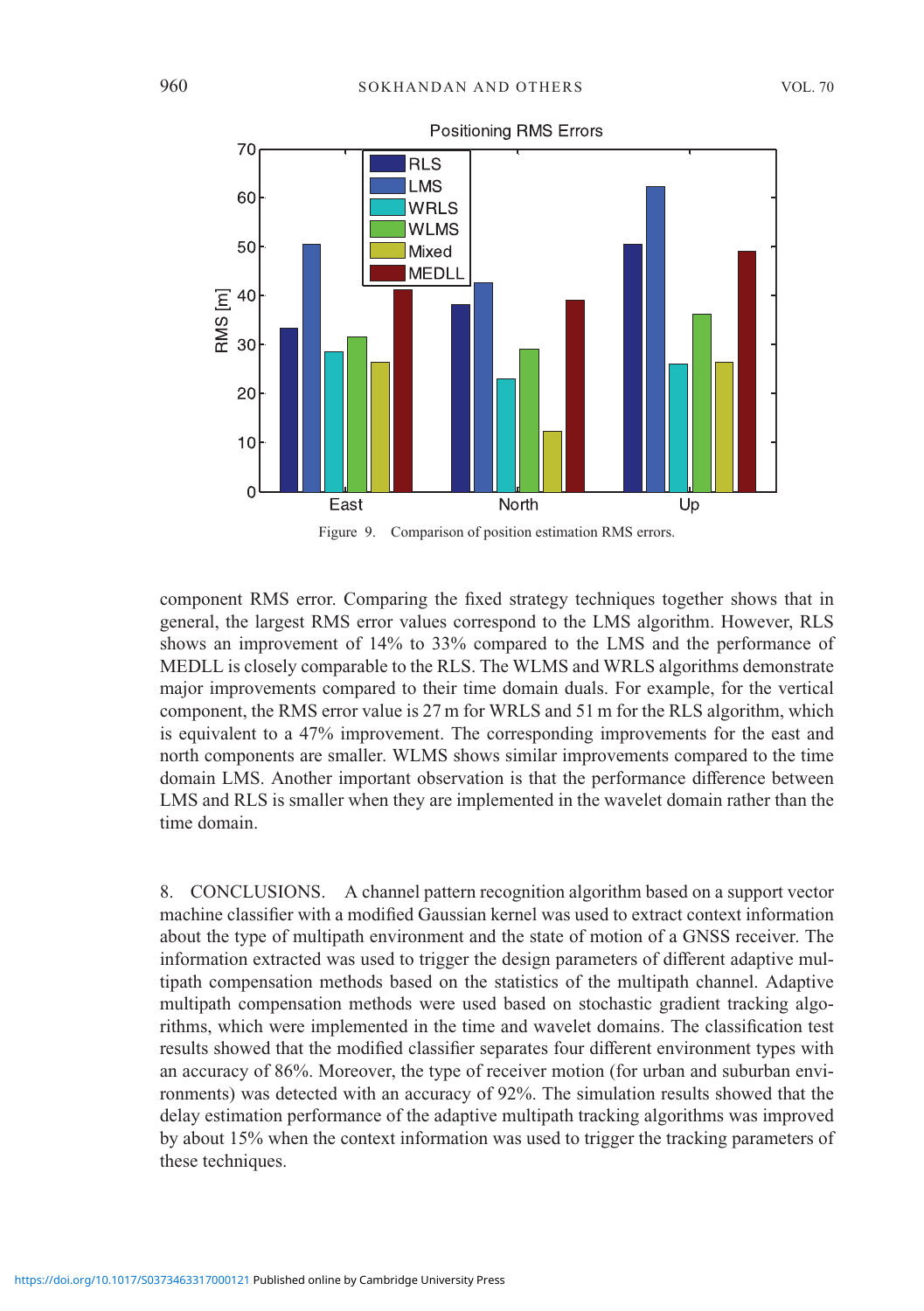Figure 9. Comparison of position estimation RMS errors.

component RMS error. Comparing the fixed strategy techniques together shows that in general, the largest RMS error values correspond to the LMS algorithm. However, RLS shows an improvement of 14% to 33% compared to the LMS and the performance of MEDLL is closely comparable to the RLS. The WLMS and WRLS algorithms demonstrate major improvements compared to their time domain duals. For example, for the vertical component, the RMS error value is 27 m for WRLS and 51 m for the RLS algorithm, which is equivalent to a 47% improvement. The corresponding improvements for the east and north components are smaller. WLMS shows similar improvements compared to the time domain LMS. Another important observation is that the performance difference between LMS and RLS is smaller when they are implemented in the wavelet domain rather than the time domain.

## 8. CONCLUSIONS.

A channel pattern recognition algorithm based on a support vector machine classifier with a modified Gaussian kernel was used to extract context information about the type of multipath environment and the state of motion of a GNSS receiver. The information extracted was used to trigger the design parameters of different adaptive multipath compensation methods based on the statistics of the multipath channel. Adaptive multipath compensation methods were used based on stochastic gradient tracking algorithms, which were implemented in the time and wavelet domains. The classification test results showed that the modified classifier separates four different environment types with an accuracy of 86%. Moreover, the type of receiver motion (for urban and suburban environments) was detected with an accuracy of 92%. The simulation results showed that the delay estimation performance of the adaptive multipath tracking algorithms was improved by about 15% when the context information was used to trigger the tracking parameters of these techniques.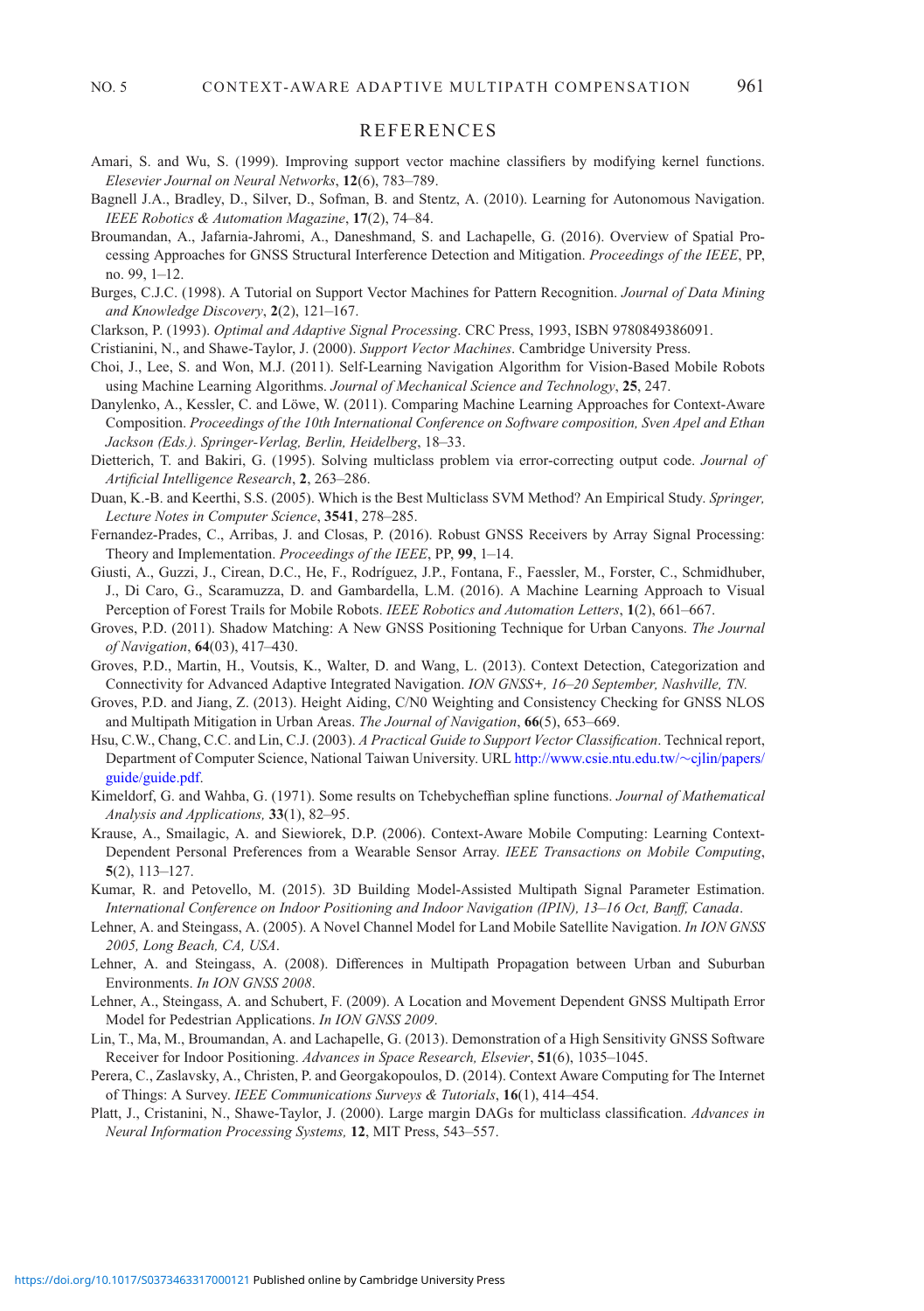# REFERENCES

Amari, S. and Wu, S. (1999). Improving support vector machine classifiers by modifying kernel functions. *Elsevier Journal on Neural Networks*, **12**(6), 783–789.

Bagnell J.A., Bradley, D., Silver, D., Sofman, B. and Stentz, A. (2010). Learning for Autonomous Navigation. *IEEE Robotics & Automation Magazine*, **17**(2), 74–84.

Broumandan, A., Jafarnia-Jahromi, A., Daneshmand, S. and Lachapelle, G. (2016). Overview of Spatial Processing Approaches for GNSS Structural Interference Detection and Mitigation. *Proceedings of the IEEE*, PP, no. 99, 1–12.

Burges, C.J.C. (1998). A Tutorial on Support Vector Machines for Pattern Recognition. *Journal of Data Mining and Knowledge Discovery*, **2**(2), 121–167.

Clarkson, P. (1993). *Optimal and Adaptive Signal Processing*. CRC Press, 1993, ISBN 9780849386091.

Cristianini, N., and Shawe-Taylor, J. (2000). *Support Vector Machines*. Cambridge University Press.

Choi, J., Lee, S. and Won, M.J. (2011). Self-Learning Navigation Algorithm for Vision-Based Mobile Robots using Machine Learning Algorithms. *Journal of Mechanical Science and Technology*, **25**, 247.

Danylenko, A., Kessler, C. and Löwe, W. (2011). Comparing Machine Learning Approaches for Context-Aware Composition. *Proceedings of the 10th International Conference on Software composition, Sven Apel and Ethan Jackson (Eds.). Springer-Verlag, Berlin, Heidelberg*, 18–33.

Dietterich, T. and Bakiri, G. (1995). Solving multiclass problem via error-correcting output code. *Journal of Artificial Intelligence Research*, **2**, 263–286.

Duan, K.-B. and Keerthi, S.S. (2005). Which is the Best Multiclass SVM Method? An Empirical Study. *Springer, Lecture Notes in Computer Science*, **3541**, 278–285.

Fernandez-Prades, C., Arribas, J. and Closas, P. (2016). Robust GNSS Receivers by Array Signal Processing: Theory and Implementation. *Proceedings of the IEEE*, PP, **99**, 1–14.

Giusti, A., Guzzi, J., Cirean, D.C., He, F., Rodríguez, J.P., Fontana, F., Faessler, M., Forster, C., Schmidhuber, J., Di Caro, G., Scaramuzza, D. and Gambardella, L.M. (2016). A Machine Learning Approach to Visual Perception of Forest Trails for Mobile Robots. *IEEE Robotics and Automation Letters*, **1**(2), 661–667.

Groves, P.D. (2011). Shadow Matching: A New GNSS Positioning Technique for Urban Canyons. *The Journal of Navigation*, **64**(03), 417–430.

Groves, P.D., Martin, H., Voutsis, K., Walter, D. and Wang, L. (2013). Context Detection, Categorization and Connectivity for Advanced Adaptive Integrated Navigation. *ION GNSS+, 16–20 September, Nashville, TN.*

Groves, P.D. and Jiang, Z. (2013). Height Aiding, C/N0 Weighting and Consistency Checking for GNSS NLOS and Multipath Mitigation in Urban Areas. *The Journal of Navigation*, **66**(5), 653–669.

Hsu, C.W., Chang, C.C. and Lin, C.J. (2003). *A Practical Guide to Support Vector Classification*. Technical report, Department of Computer Science, National Taiwan University. URL http://www.csie.ntu.edu.tw/~cjlin/papers/guide/guide.pdf.

Kimeldorf, G. and Wahba, G. (1971). Some results on Tchebycheffian spline functions. *Journal of Mathematical Analysis and Applications,* **33**(1), 82–95.

Krause, A., Smailagic, A. and Siewiorek, D.P. (2006). Context-Aware Mobile Computing: Learning Context-Dependent Personal Preferences from a Wearable Sensor Array. *IEEE Transactions on Mobile Computing*, **5**(2), 113–127.

Kumar, R. and Petovello, M. (2015). 3D Building Model-Assisted Multipath Signal Parameter Estimation. *International Conference on Indoor Positioning and Indoor Navigation (IPIN), 13–16 Oct, Banff, Canada*.

Lehner, A. and Steingass, A. (2005). A Novel Channel Model for Land Mobile Satellite Navigation. *In ION GNSS 2005, Long Beach, CA, USA*.

Lehner, A. and Steingass, A. (2008). Differences in Multipath Propagation between Urban and Suburban Environments. *In ION GNSS 2008*.

Lehner, A., Steingass, A. and Schubert, F. (2009). A Location and Movement Dependent GNSS Multipath Error Model for Pedestrian Applications. *In ION GNSS 2009*.

Lin, T., Ma, M., Broumandan, A. and Lachapelle, G. (2013). Demonstration of a High Sensitivity GNSS Software Receiver for Indoor Positioning. *Advances in Space Research, Elsevier*, **51**(6), 1035–1045.

Perera, C., Zaslavsky, A., Christen, P. and Georgakopoulos, D. (2014). Context Aware Computing for The Internet of Things: A Survey. *IEEE Communications Surveys & Tutorials*, **16**(1), 414–454.

Platt, J., Cristanini, N., Shawe-Taylor, J. (2000). Large margin DAGs for multiclass classification. *Advances in Neural Information Processing Systems,* **12**, MIT Press, 543–557.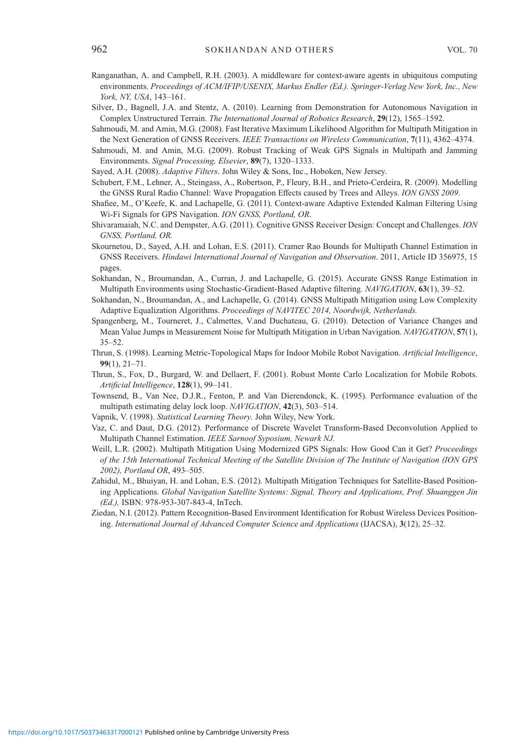Ranganathan, A. and Campbell, R.H. (2003). A middleware for context-aware agents in ubiquitous computing environments. *Proceedings of ACM/IFIP/USENIX, Markus Endler (Ed.). Springer-Verlag New York, Inc., New York, NY, USA*, 143–161.

Silver, D., Bagnell, J.A. and Stentz, A. (2010). Learning from Demonstration for Autonomous Navigation in Complex Unstructured Terrain. *The International Journal of Robotics Research*, **29**(12), 1565–1592.

Sahmoudi, M. and Amin, M.G. (2008). Fast Iterative Maximum Likelihood Algorithm for Multipath Mitigation in the Next Generation of GNSS Receivers. *IEEE Transactions on Wireless Communication*, **7**(11), 4362–4374.

Sahmoudi, M. and Amin, M.G. (2009). Robust Tracking of Weak GPS Signals in Multipath and Jamming Environments. *Signal Processing, Elsevier*, **89**(7), 1320–1333.

Sayed, A.H. (2008). *Adaptive Filters*. John Wiley & Sons, Inc., Hoboken, New Jersey.

Schubert, F.M., Lehner, A., Steingass, A., Robertson, P., Fleury, B.H., and Prieto-Cerdeira, R. (2009). Modelling the GNSS Rural Radio Channel: Wave Propagation Effects caused by Trees and Alleys. *ION GNSS 2009*.

Shafiee, M., O'Keefe, K. and Lachapelle, G. (2011). Context-aware Adaptive Extended Kalman Filtering Using Wi-Fi Signals for GPS Navigation. *ION GNSS, Portland, OR*.

Shivaramaiah, N.C. and Dempster, A.G. (2011). Cognitive GNSS Receiver Design: Concept and Challenges. *ION GNSS, Portland, OR.*

Skournetou, D., Sayed, A.H. and Lohan, E.S. (2011). Cramer Rao Bounds for Multipath Channel Estimation in GNSS Receivers. *Hindawi International Journal of Navigation and Observation*. 2011, Article ID 356975, 15 pages.

Sokhandan, N., Broumandan, A., Curran, J. and Lachapelle, G. (2015). Accurate GNSS Range Estimation in Multipath Environments using Stochastic-Gradient-Based Adaptive filtering*. NAVIGATION*, **63**(1), 39–52.

Sokhandan, N., Broumandan, A., and Lachapelle, G. (2014). GNSS Multipath Mitigation using Low Complexity Adaptive Equalization Algorithms. *Proceedings of NAVITEC 2014, Noordwijk, Netherlands.*

Spangenberg, M., Tourneret, J., Calmettes, V.and Duchateau, G. (2010). Detection of Variance Changes and Mean Value Jumps in Measurement Noise for Multipath Mitigation in Urban Navigation. *NAVIGATION*, **57**(1), 35–52.

Thrun, S. (1998). Learning Metric-Topological Maps for Indoor Mobile Robot Navigation. *Artificial Intelligence*, **99**(1), 21–71.

Thrun, S., Fox, D., Burgard, W. and Dellaert, F. (2001). Robust Monte Carlo Localization for Mobile Robots. *Artificial Intelligence*, **128**(1), 99–141.

Townsend, B., Van Nee, D.J.R., Fenton, P. and Van Dierendonck, K. (1995). Performance evaluation of the multipath estimating delay lock loop. *NAVIGATION*, **42**(3), 503–514.

Vapnik, V. (1998). *Statistical Learning Theory*. John Wiley, New York.

Vaz, C. and Daut, D.G. (2012). Performance of Discrete Wavelet Transform-Based Deconvolution Applied to Multipath Channel Estimation. *IEEE Sarnoof Syposium, Newark NJ.*

Weill, L.R. (2002). Multipath Mitigation Using Modernized GPS Signals: How Good Can it Get? *Proceedings of the 15th International Technical Meeting of the Satellite Division of The Institute of Navigation (ION GPS 2002), Portland OR*, 493–505.

Zahidul, M., Bhuiyan, H. and Lohan, E.S. (2012). Multipath Mitigation Techniques for Satellite-Based Positioning Applications. *Global Navigation Satellite Systems: Signal, Theory and Applications, Prof. Shuanggen Jin (Ed.),* ISBN: 978-953-307-843-4, InTech.

Ziedan, N.I. (2012). Pattern Recognition-Based Environment Identification for Robust Wireless Devices Positioning. *International Journal of Advanced Computer Science and Applications* (IJACSA), **3**(12), 25–32.